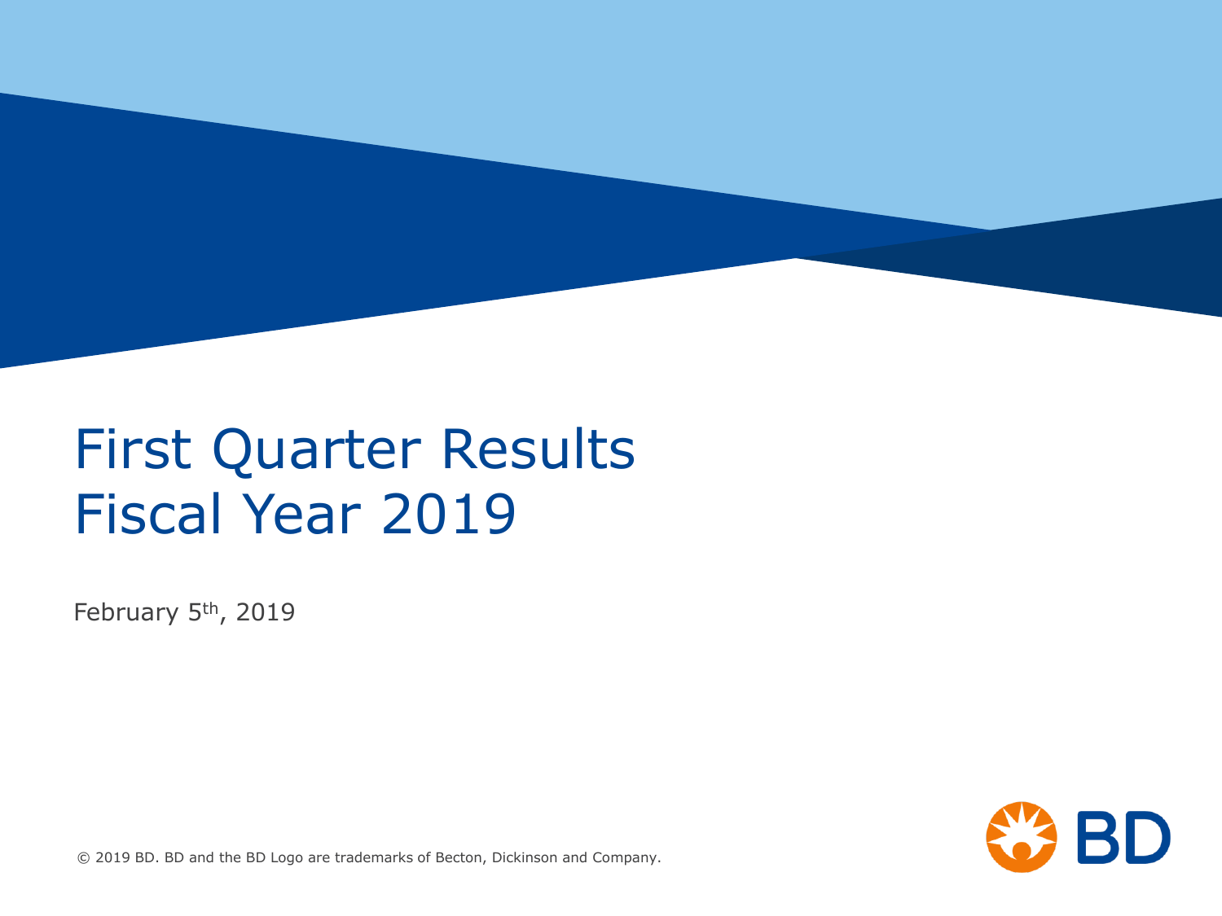# First Quarter Results Fiscal Year 2019

February 5th, 2019

© 2019 BD. BD and the BD Logo are trademarks of Becton, Dickinson and Company.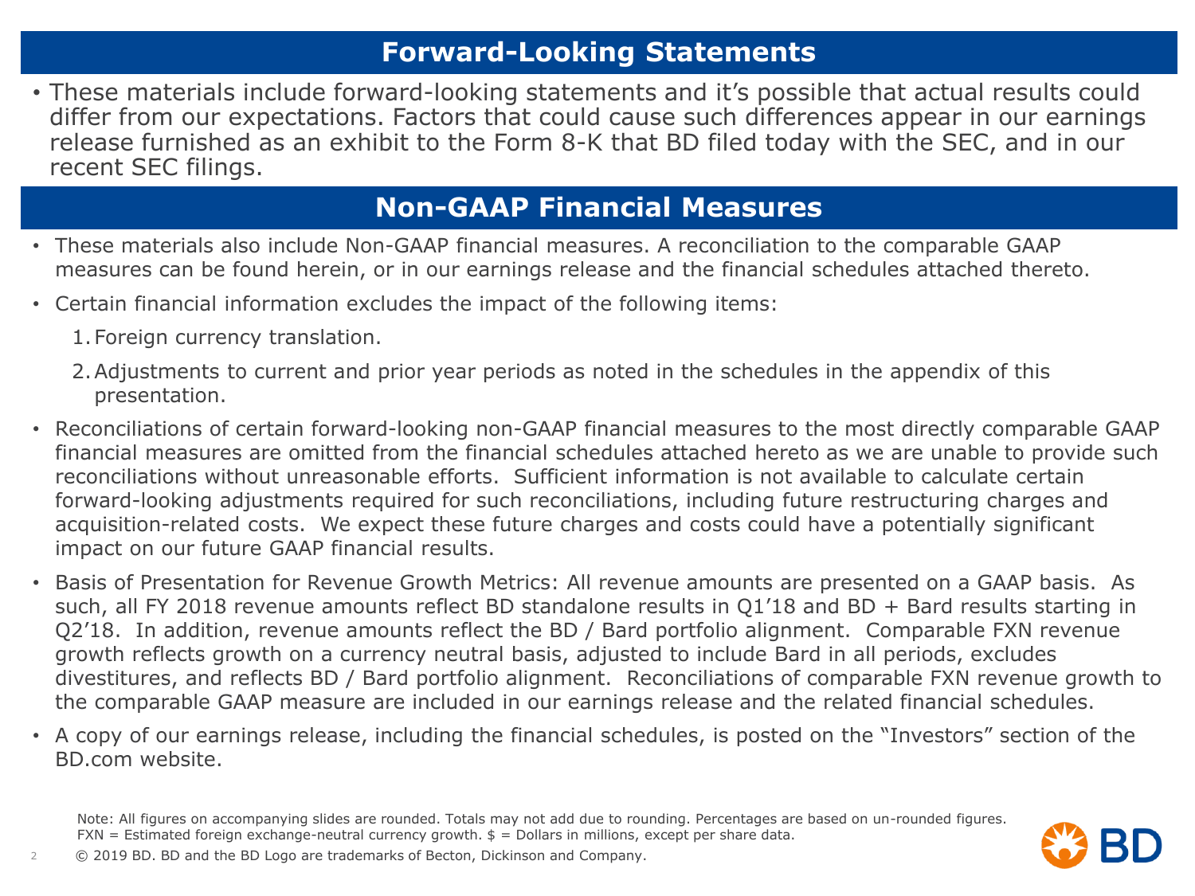## Forward-Looking Statements

- These materials include forward-looking statements and it's possible that actual results could differ from our expectations. Factors that could cause such differences appear in our earnings release furnished as an exhibit to the Form 8-K that BD filed today with the SEC, and in our recent SEC filings.

## Non-GAAP Financial Measures

- These materials also include Non-GAAP financial measures. A reconciliation to the comparable GAAP measures can be found herein, or in our earnings release and the financial schedules attached thereto.
- Certain financial information excludes the impact of the following items:
  1. Foreign currency translation.
  2. Adjustments to current and prior year periods as noted in the schedules in the appendix of this presentation.
- Reconciliations of certain forward-looking non-GAAP financial measures to the most directly comparable GAAP financial measures are omitted from the financial schedules attached hereto as we are unable to provide such reconciliations without unreasonable efforts. Sufficient information is not available to calculate certain forward-looking adjustments required for such reconciliations, including future restructuring charges and acquisition-related costs. We expect these future charges and costs could have a potentially significant impact on our future GAAP financial results.
- Basis of Presentation for Revenue Growth Metrics: All revenue amounts are presented on a GAAP basis. As such, all FY 2018 revenue amounts reflect BD standalone results in Q1'18 and BD + Bard results starting in Q2'18. In addition, revenue amounts reflect the BD / Bard portfolio alignment. Comparable FXN revenue growth reflects growth on a currency neutral basis, adjusted to include Bard in all periods, excludes divestitures, and reflects BD / Bard portfolio alignment. Reconciliations of comparable FXN revenue growth to the comparable GAAP measure are included in our earnings release and the related financial schedules.
- A copy of our earnings release, including the financial schedules, is posted on the "Investors" section of the BD.com website.

Note: All figures on accompanying slides are rounded. Totals may not add due to rounding. Percentages are based on un-rounded figures.
FXN = Estimated foreign exchange-neutral currency growth. $ = Dollars in millions, except per share data.

© 2019 BD. BD and the BD Logo are trademarks of Becton, Dickinson and Company.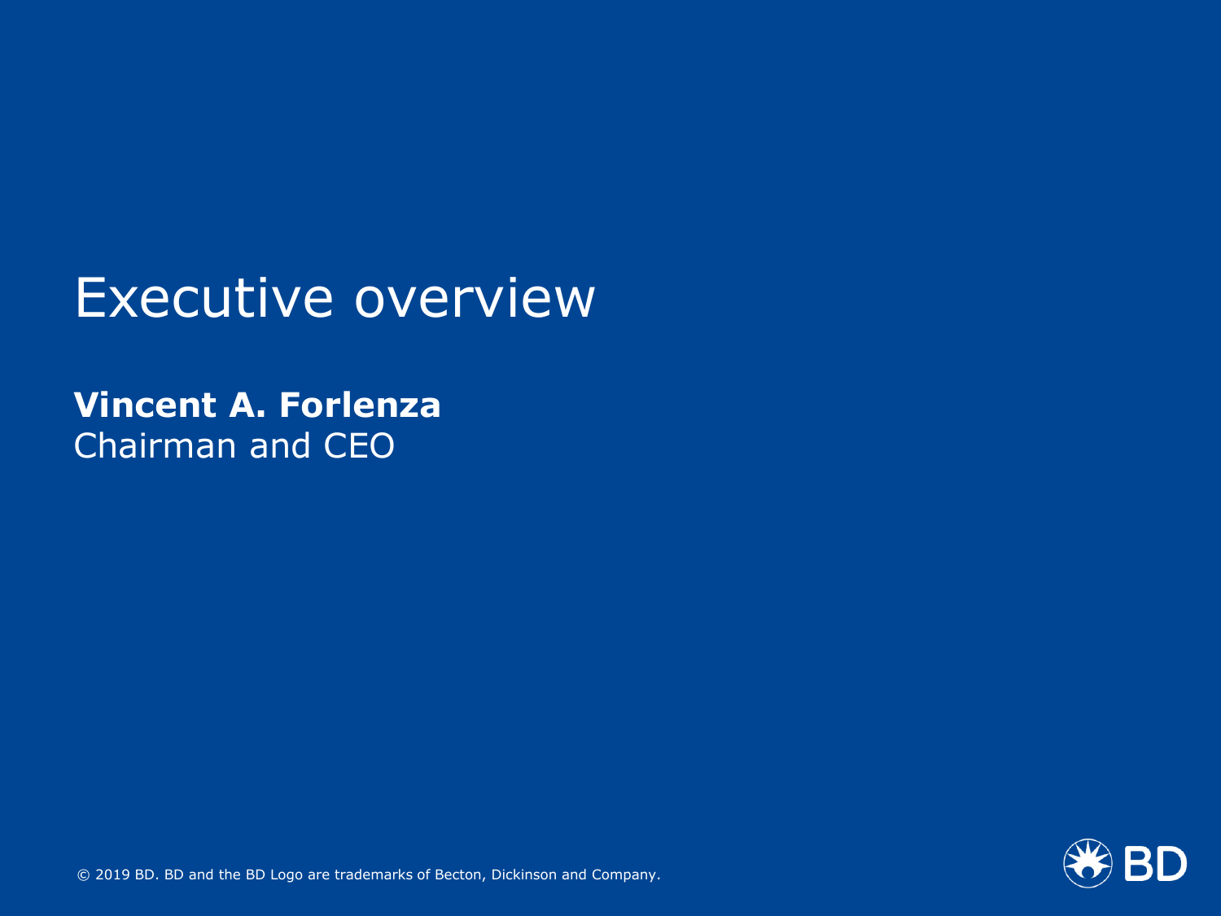# Executive overview

**Vincent A. Forlenza**
Chairman and CEO

© 2019 BD. BD and the BD Logo are trademarks of Becton, Dickinson and Company.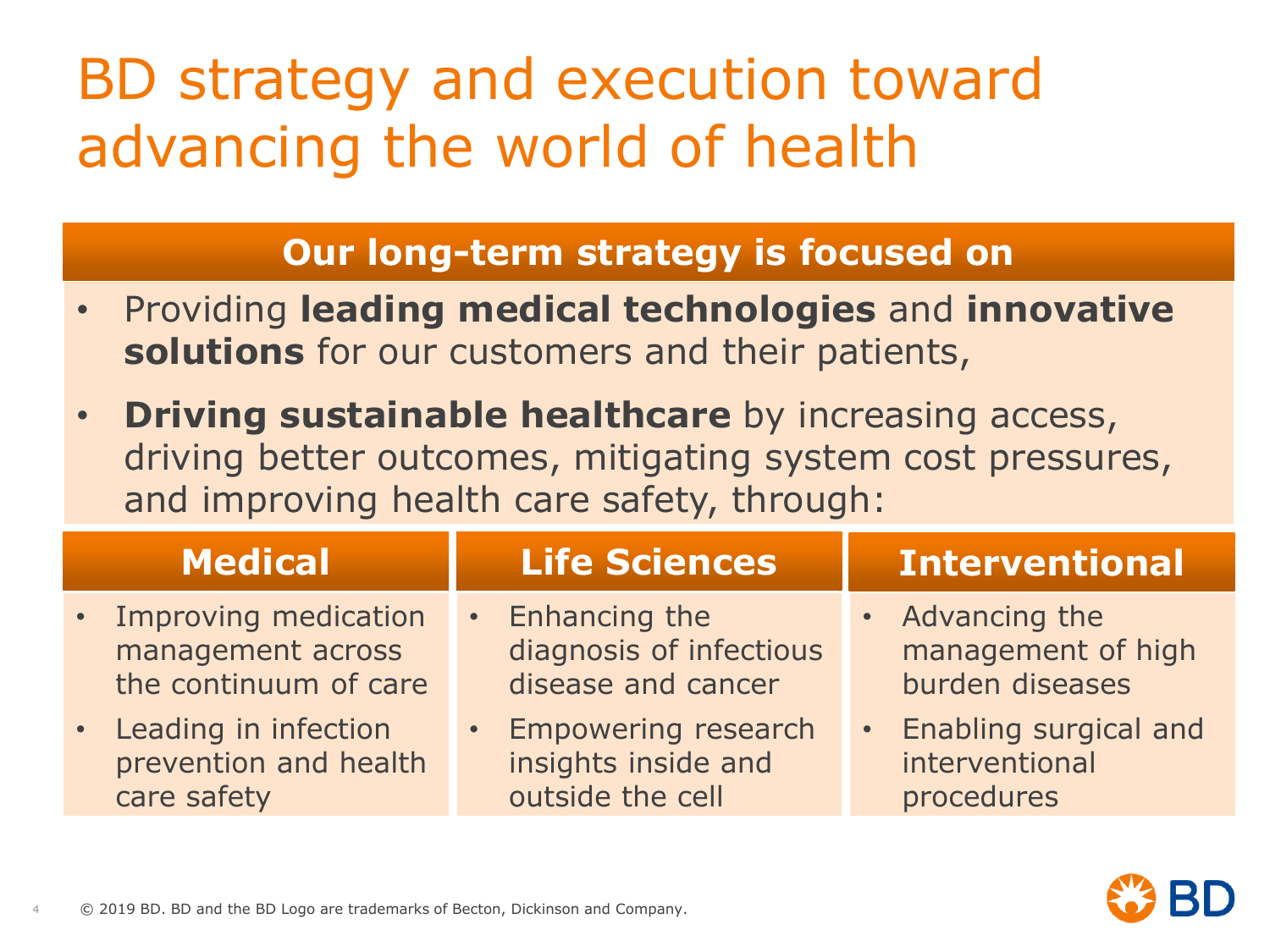# BD strategy and execution toward advancing the world of health

## Our long-term strategy is focused on

- Providing **leading medical technologies** and **innovative solutions** for our customers and their patients,
- **Driving sustainable healthcare** by increasing access, driving better outcomes, mitigating system cost pressures, and improving health care safety, through:

| Medical | Life Sciences | Interventional |
| --- | --- | --- |
| • Improving medication management across the continuum of care<br>• Leading in infection prevention and health care safety | • Enhancing the diagnosis of infectious disease and cancer<br>• Empowering research insights inside and outside the cell | • Advancing the management of high burden diseases<br>• Enabling surgical and interventional procedures |

© 2019 BD. BD and the BD Logo are trademarks of Becton, Dickinson and Company.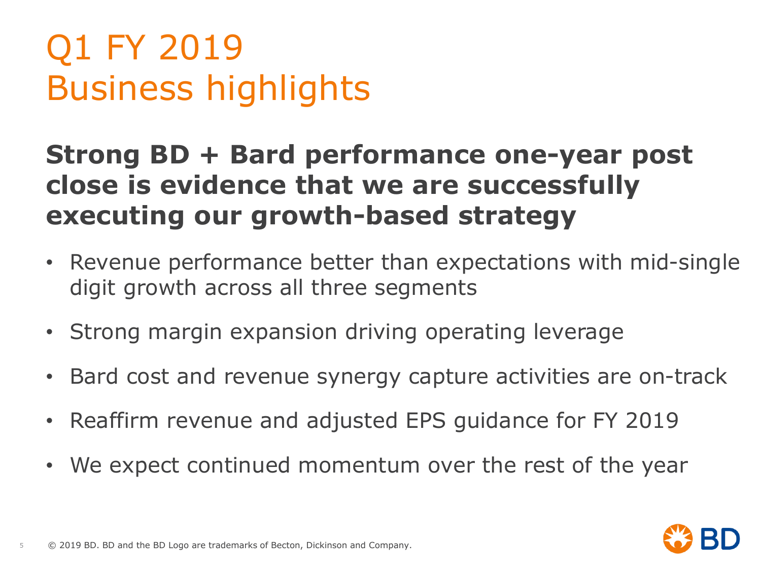# Q1 FY 2019
# Business highlights

## Strong BD + Bard performance one-year post close is evidence that we are successfully executing our growth-based strategy

- Revenue performance better than expectations with mid-single digit growth across all three segments
- Strong margin expansion driving operating leverage
- Bard cost and revenue synergy capture activities are on-track
- Reaffirm revenue and adjusted EPS guidance for FY 2019
- We expect continued momentum over the rest of the year

© 2019 BD. BD and the BD Logo are trademarks of Becton, Dickinson and Company.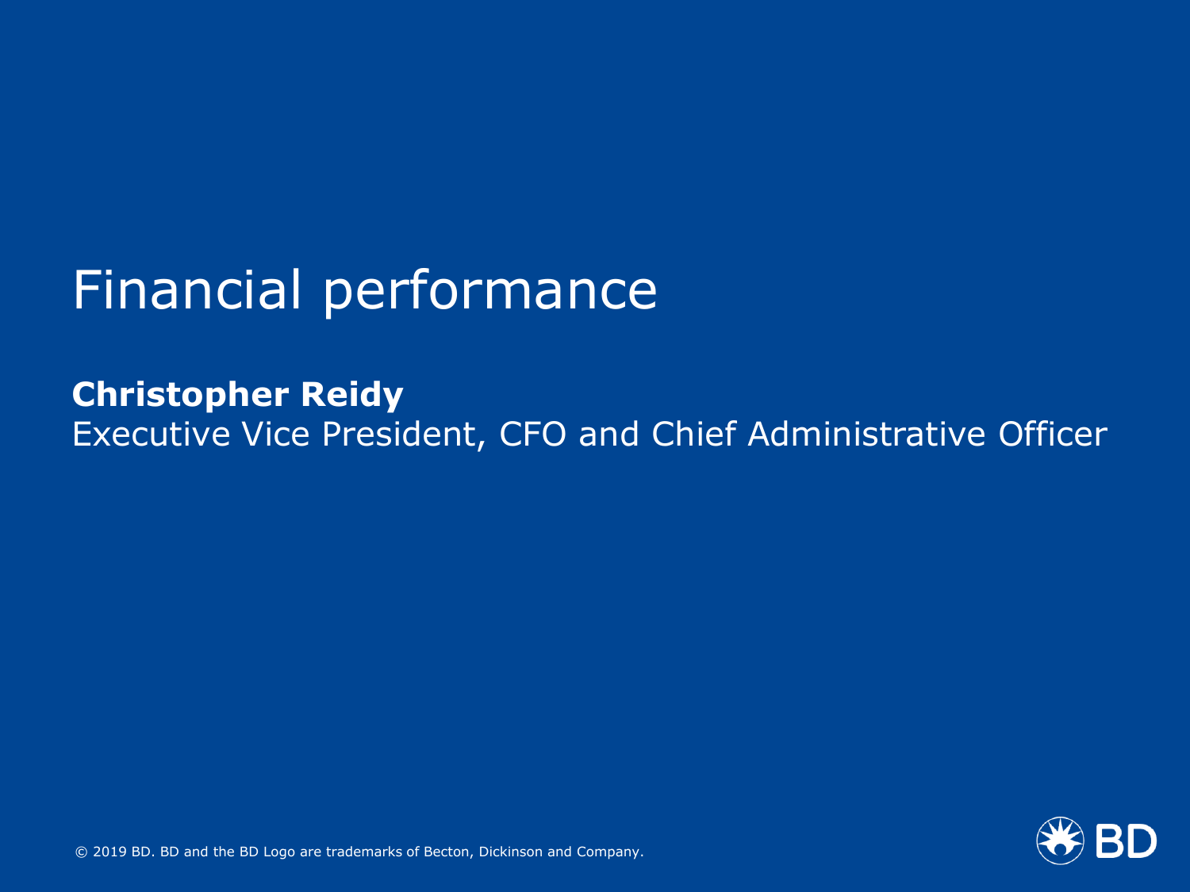# Financial performance

**Christopher Reidy**
Executive Vice President, CFO and Chief Administrative Officer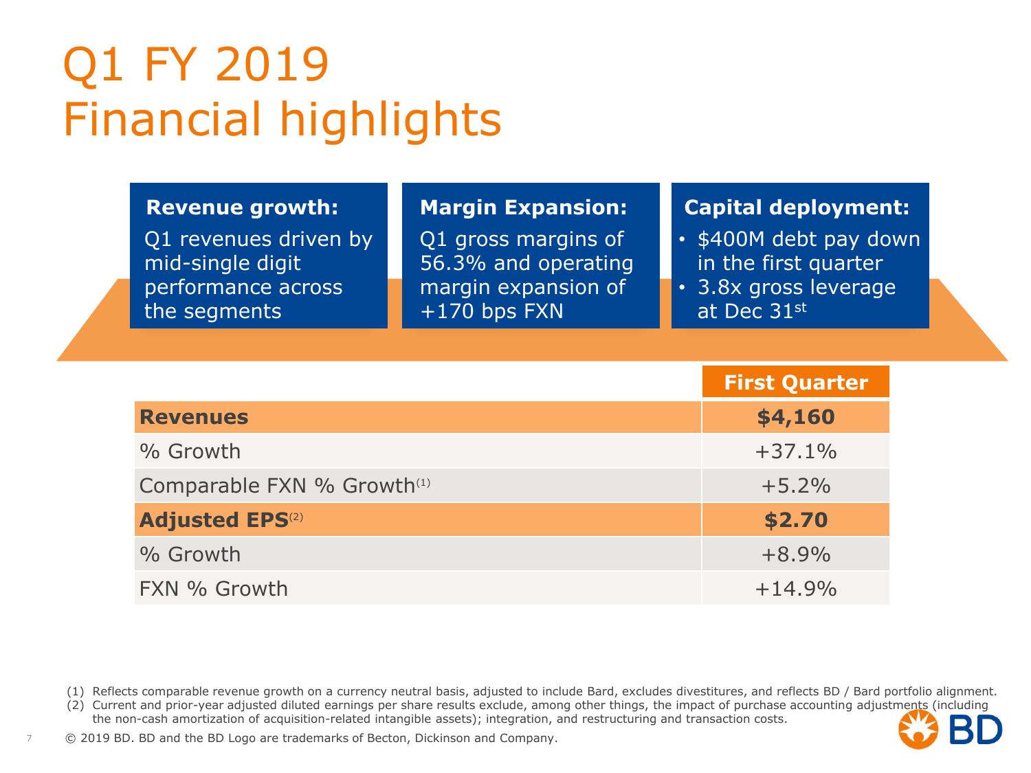# Q1 FY 2019 Financial highlights

**Revenue growth:**
Q1 revenues driven by mid-single digit performance across the segments

**Margin Expansion:**
Q1 gross margins of 56.3% and operating margin expansion of +170 bps FXN

**Capital deployment:**
- $400M debt pay down in the first quarter
- 3.8x gross leverage at Dec 31st

| | First Quarter |
|---|---|
| **Revenues** | **$4,160** |
| % Growth | +37.1% |
| Comparable FXN % Growth[1] | +5.2% |
| **Adjusted EPS**[2] | **$2.70** |
| % Growth | +8.9% |
| FXN % Growth | +14.9% |

(1) Reflects comparable revenue growth on a currency neutral basis, adjusted to include Bard, excludes divestitures, and reflects BD / Bard portfolio alignment.
(2) Current and prior-year adjusted diluted earnings per share results exclude, among other things, the impact of purchase accounting adjustments (including the non-cash amortization of acquisition-related intangible assets); integration, and restructuring and transaction costs.

© 2019 BD. BD and the BD Logo are trademarks of Becton, Dickinson and Company.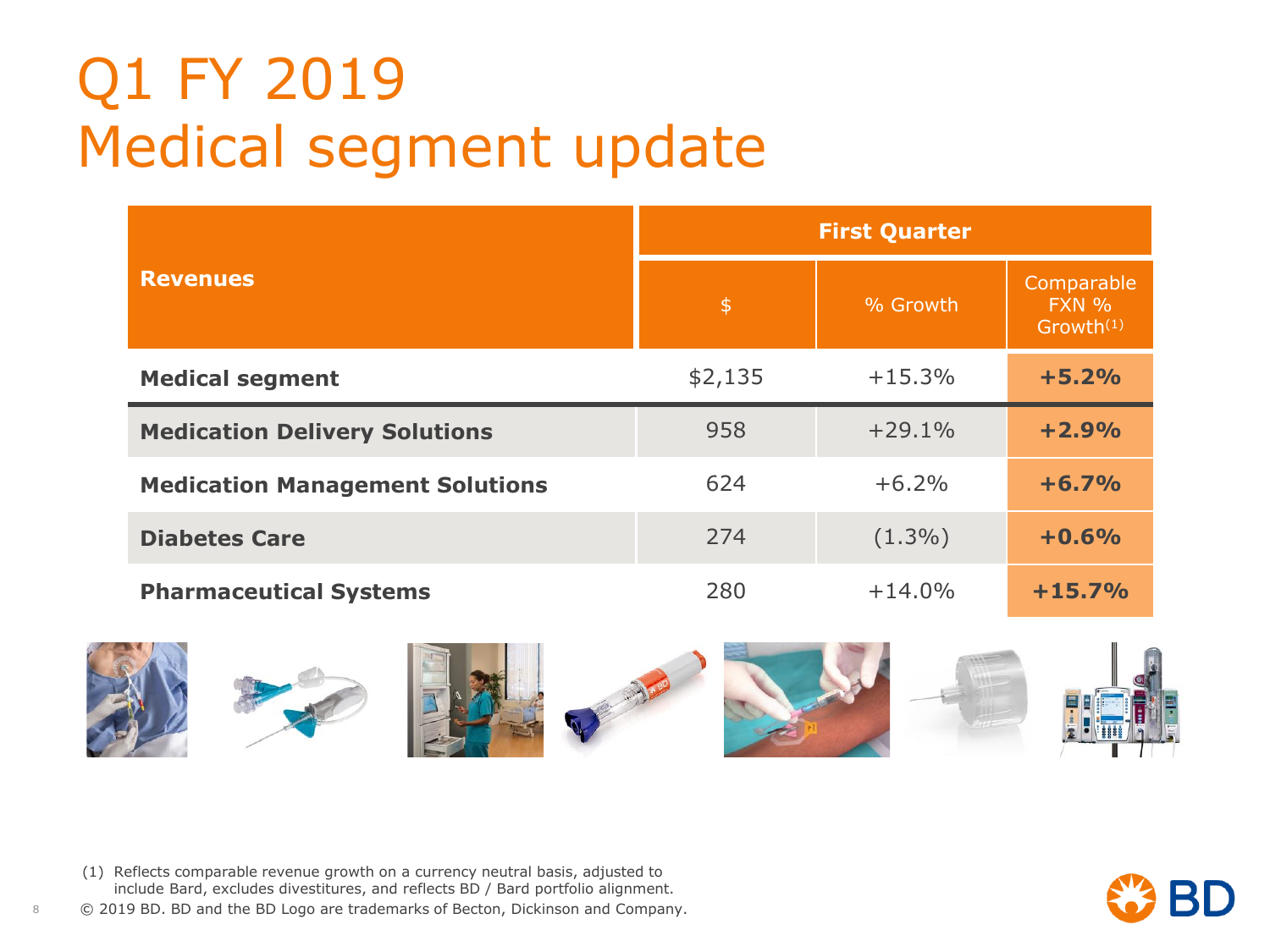# Q1 FY 2019
# Medical segment update

| Revenues | First Quarter | | |
|---|---|---|---|
| | $ | % Growth | Comparable FXN % Growth(1) |
| **Medical segment** | $2,135 | +15.3% | **+5.2%** |
| **Medication Delivery Solutions** | 958 | +29.1% | **+2.9%** |
| **Medication Management Solutions** | 624 | +6.2% | **+6.7%** |
| **Diabetes Care** | 274 | (1.3%) | **+0.6%** |
| **Pharmaceutical Systems** | 280 | +14.0% | **+15.7%** |

(1) Reflects comparable revenue growth on a currency neutral basis, adjusted to include Bard, excludes divestitures, and reflects BD / Bard portfolio alignment.

© 2019 BD. BD and the BD Logo are trademarks of Becton, Dickinson and Company.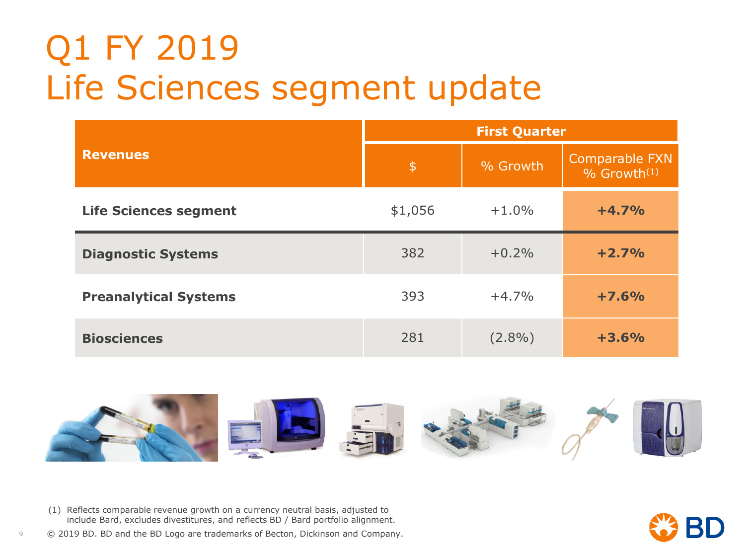# Q1 FY 2019
# Life Sciences segment update

| Revenues | First Quarter | | |
|---|---|---|---|
| | $ | % Growth | Comparable FXN % Growth[1] |
| **Life Sciences segment** | $1,056 | +1.0% | **+4.7%** |
| **Diagnostic Systems** | 382 | +0.2% | **+2.7%** |
| **Preanalytical Systems** | 393 | +4.7% | **+7.6%** |
| **Biosciences** | 281 | (2.8%) | **+3.6%** |

(1) Reflects comparable revenue growth on a currency neutral basis, adjusted to include Bard, excludes divestitures, and reflects BD / Bard portfolio alignment.

© 2019 BD. BD and the BD Logo are trademarks of Becton, Dickinson and Company.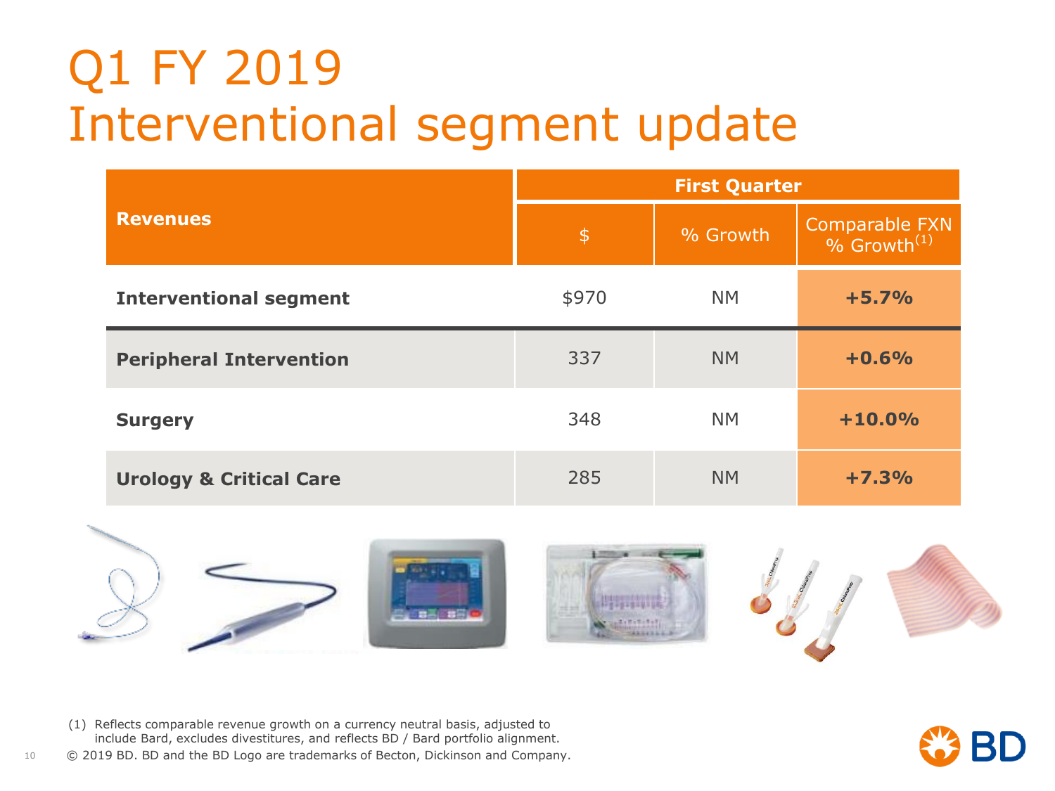# Q1 FY 2019
# Interventional segment update

| Revenues | First Quarter | | |
|---|---|---|---|
| | $ | % Growth | Comparable FXN % Growth[1] |
| **Interventional segment** | $970 | NM | **+5.7%** |
| **Peripheral Intervention** | 337 | NM | **+0.6%** |
| **Surgery** | 348 | NM | **+10.0%** |
| **Urology & Critical Care** | 285 | NM | **+7.3%** |

(1) Reflects comparable revenue growth on a currency neutral basis, adjusted to include Bard, excludes divestitures, and reflects BD / Bard portfolio alignment.

© 2019 BD. BD and the BD Logo are trademarks of Becton, Dickinson and Company.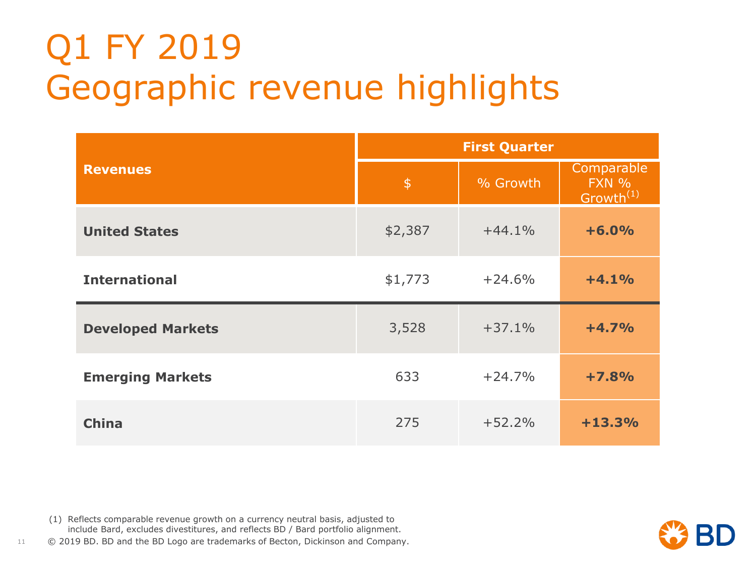# Q1 FY 2019 Geographic revenue highlights

| Revenues | First Quarter | | |
|---|---|---|---|
| | $ | % Growth | Comparable FXN % Growth[1] |
| **United States** | $2,387 | +44.1% | **+6.0%** |
| **International** | $1,773 | +24.6% | **+4.1%** |
| **Developed Markets** | 3,528 | +37.1% | **+4.7%** |
| **Emerging Markets** | 633 | +24.7% | **+7.8%** |
| **China** | 275 | +52.2% | **+13.3%** |

(1) Reflects comparable revenue growth on a currency neutral basis, adjusted to include Bard, excludes divestitures, and reflects BD / Bard portfolio alignment.

© 2019 BD. BD and the BD Logo are trademarks of Becton, Dickinson and Company.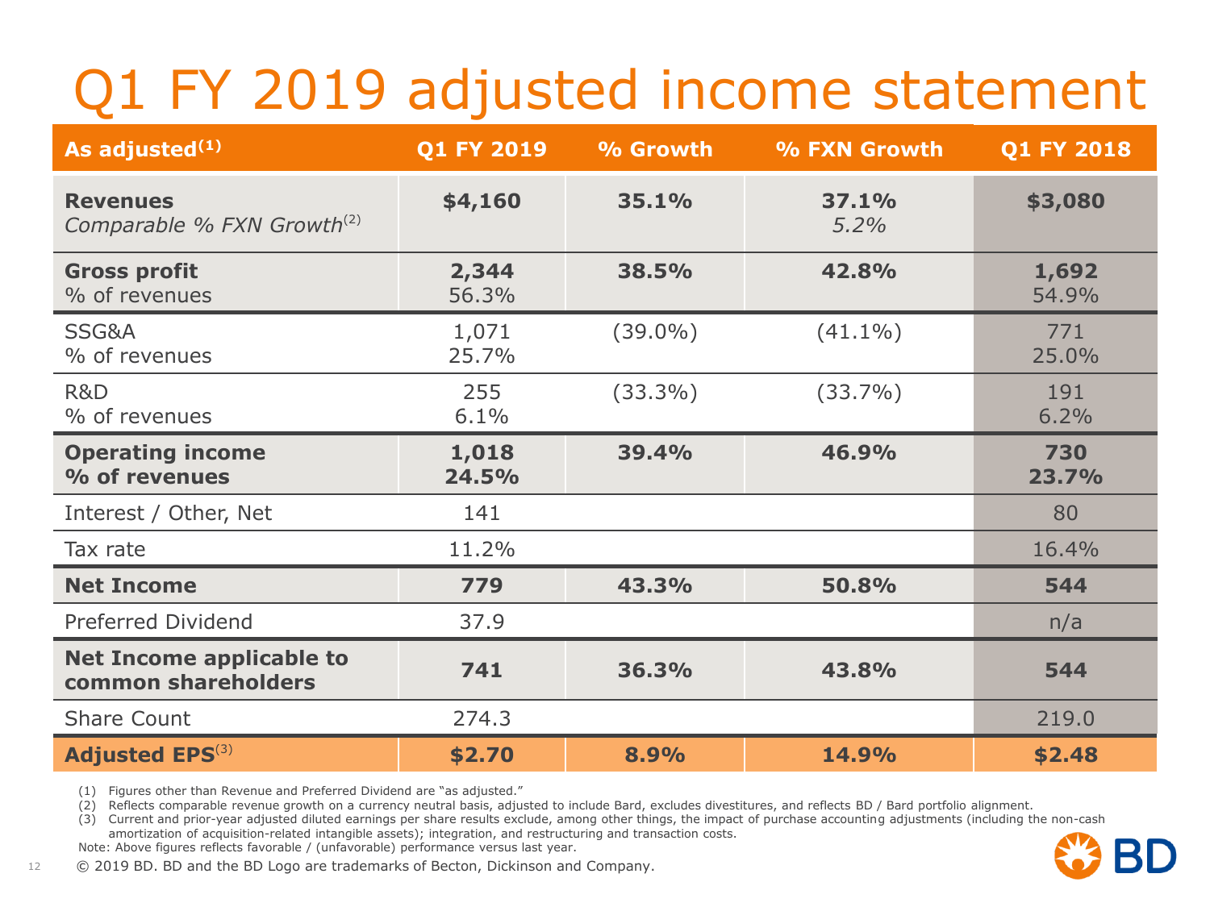# Q1 FY 2019 adjusted income statement

| As adjusted[1] | Q1 FY 2019 | % Growth | % FXN Growth | Q1 FY 2018 |
|---|---|---|---|---|
| **Revenues**<br>*Comparable % FXN Growth*[2] | **$4,160** | **35.1%** | **37.1%**<br>*5.2%* | **$3,080** |
| **Gross profit**<br>% of revenues | **2,344**<br>56.3% | **38.5%** | **42.8%** | **1,692**<br>54.9% |
| SSG&A<br>% of revenues | 1,071<br>25.7% | (39.0%) | (41.1%) | 771<br>25.0% |
| R&D<br>% of revenues | 255<br>6.1% | (33.3%) | (33.7%) | 191<br>6.2% |
| **Operating income**<br>**% of revenues** | **1,018**<br>**24.5%** | **39.4%** | **46.9%** | **730**<br>**23.7%** |
| Interest / Other, Net | 141 | | | 80 |
| Tax rate | 11.2% | | | 16.4% |
| **Net Income** | **779** | **43.3%** | **50.8%** | **544** |
| Preferred Dividend | 37.9 | | | n/a |
| **Net Income applicable to common shareholders** | **741** | **36.3%** | **43.8%** | **544** |
| Share Count | 274.3 | | | 219.0 |
| **Adjusted EPS**[3] | **$2.70** | **8.9%** | **14.9%** | **$2.48** |

(1) Figures other than Revenue and Preferred Dividend are "as adjusted."

(2) Reflects comparable revenue growth on a currency neutral basis, adjusted to include Bard, excludes divestitures, and reflects BD / Bard portfolio alignment.

(3) Current and prior-year adjusted diluted earnings per share results exclude, among other things, the impact of purchase accounting adjustments (including the non-cash amortization of acquisition-related intangible assets); integration, and restructuring and transaction costs.

Note: Above figures reflects favorable / (unfavorable) performance versus last year.

© 2019 BD. BD and the BD Logo are trademarks of Becton, Dickinson and Company.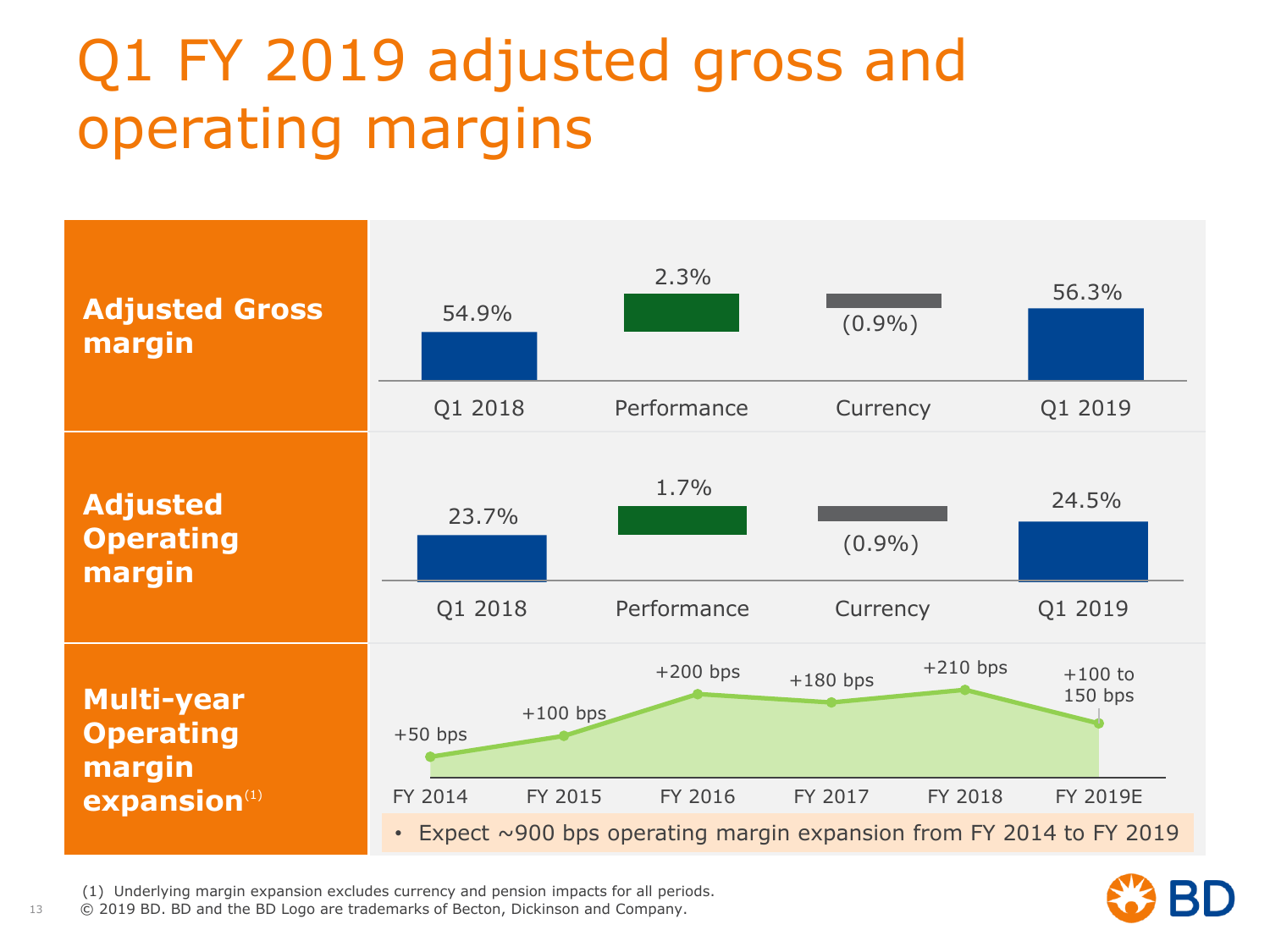# Q1 FY 2019 adjusted gross and operating margins

**Adjusted Gross margin**

| Q1 2018 | Performance | Currency | Q1 2019 |
|---|---|---|---|
| 54.9% | 2.3% | (0.9%) | 56.3% |

**Adjusted Operating margin**

| Q1 2018 | Performance | Currency | Q1 2019 |
|---|---|---|---|
| 23.7% | 1.7% | (0.9%) | 24.5% |

**Multi-year Operating margin expansion**[1]

| FY 2014 | FY 2015 | FY 2016 | FY 2017 | FY 2018 | FY 2019E |
|---|---|---|---|---|---|
| +50 bps | +100 bps | +200 bps | +180 bps | +210 bps | +100 to 150 bps |

- Expect ~900 bps operating margin expansion from FY 2014 to FY 2019

(1) Underlying margin expansion excludes currency and pension impacts for all periods.

© 2019 BD. BD and the BD Logo are trademarks of Becton, Dickinson and Company.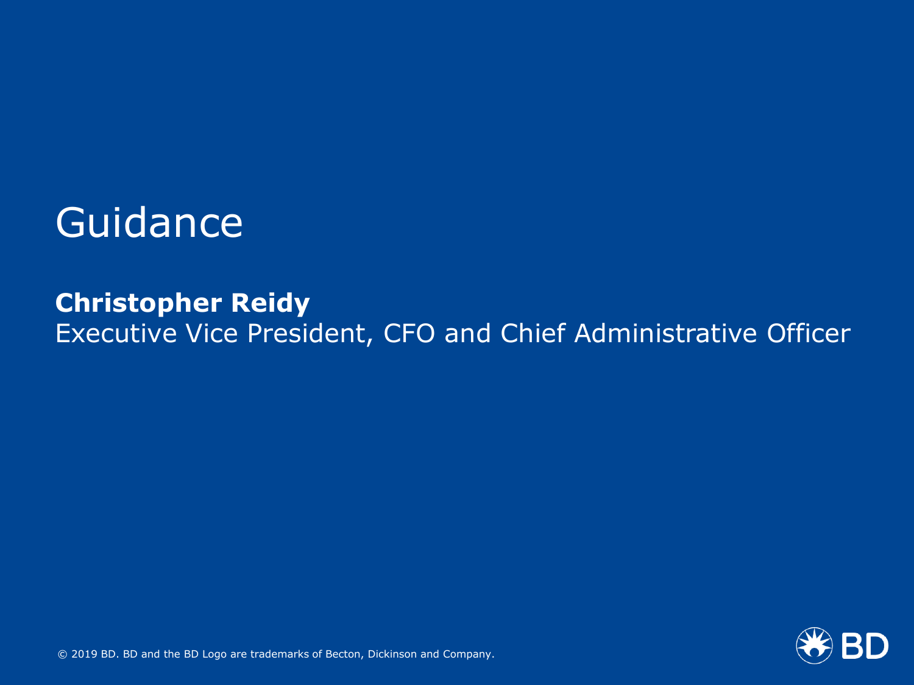# Guidance

**Christopher Reidy**
Executive Vice President, CFO and Chief Administrative Officer

© 2019 BD. BD and the BD Logo are trademarks of Becton, Dickinson and Company.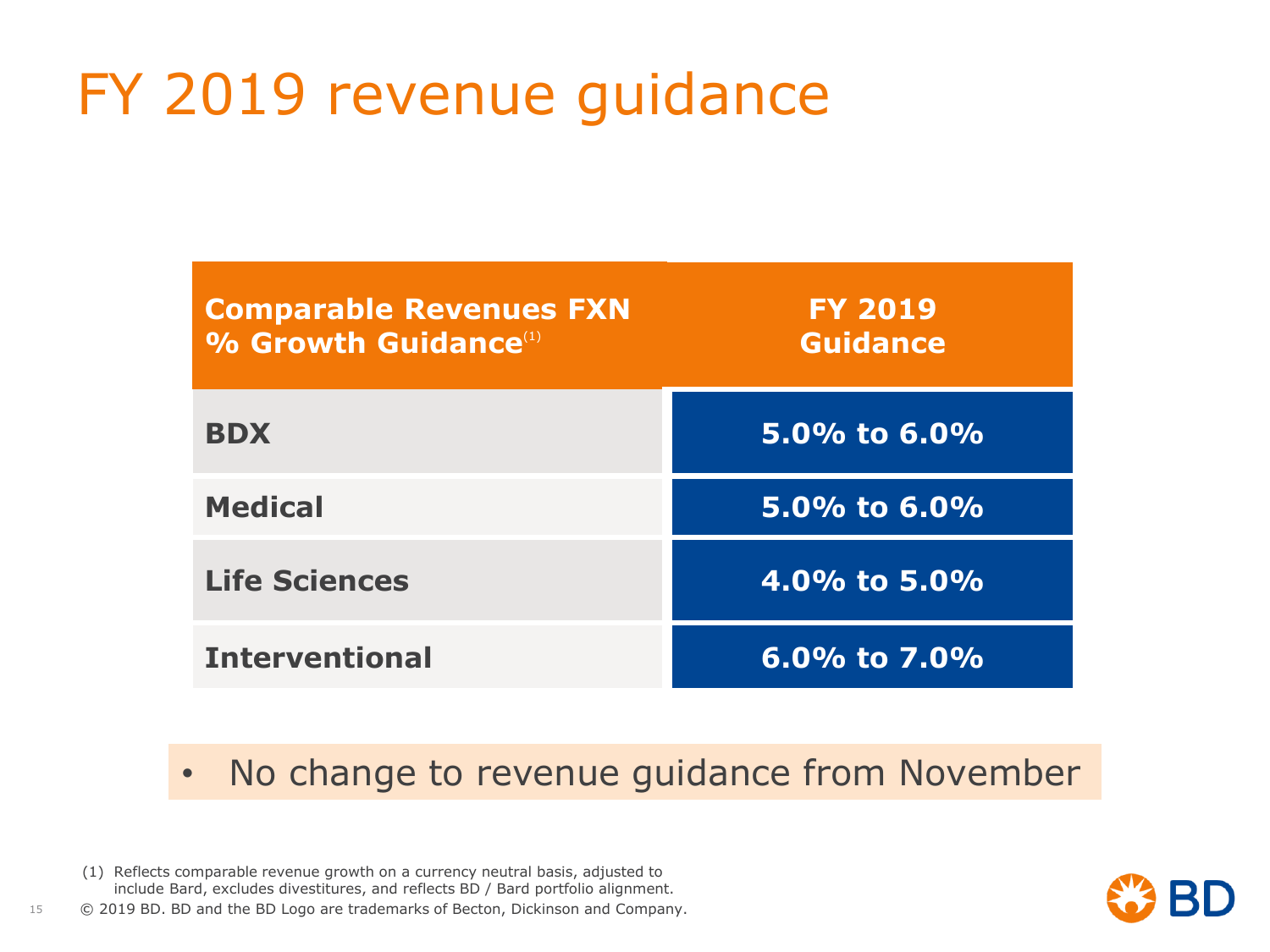# FY 2019 revenue guidance

| Comparable Revenues FXN % Growth Guidance[1] | FY 2019 Guidance |
| --- | --- |
| BDX | 5.0% to 6.0% |
| Medical | 5.0% to 6.0% |
| Life Sciences | 4.0% to 5.0% |
| Interventional | 6.0% to 7.0% |

- No change to revenue guidance from November

(1) Reflects comparable revenue growth on a currency neutral basis, adjusted to include Bard, excludes divestitures, and reflects BD / Bard portfolio alignment.

© 2019 BD. BD and the BD Logo are trademarks of Becton, Dickinson and Company.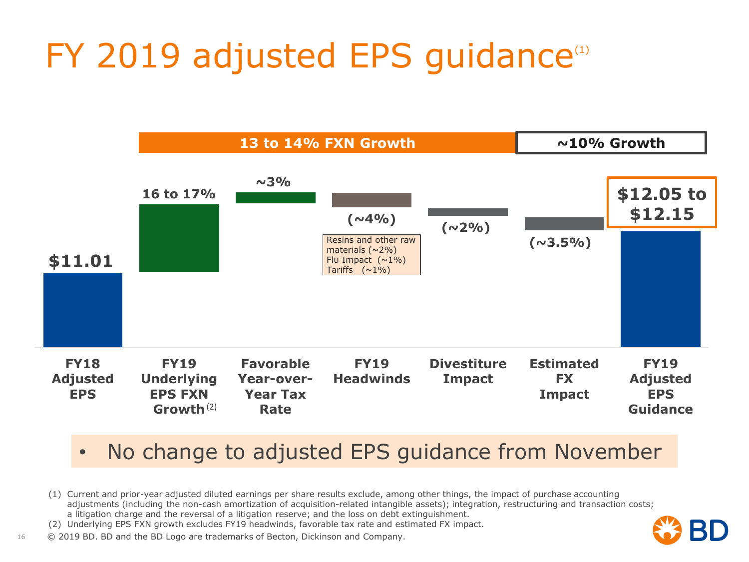# FY 2019 adjusted EPS guidance[1]

**13 to 14% FXN Growth** | **~10% Growth**

| FY18 Adjusted EPS | FY19 Underlying EPS FXN Growth[2] | Favorable Year-over-Year Tax Rate | FY19 Headwinds | Divestiture Impact | Estimated FX Impact | FY19 Adjusted EPS Guidance |
|---|---|---|---|---|---|---|
| $11.01 | 16 to 17% | ~3% | (~4%) | (~2%) | (~3.5%) | $12.05 to $12.15 |

FY19 Headwinds:
- Resins and other raw materials (~2%)
- Flu Impact (~1%)
- Tariffs (~1%)

- No change to adjusted EPS guidance from November

(1) Current and prior-year adjusted diluted earnings per share results exclude, among other things, the impact of purchase accounting adjustments (including the non-cash amortization of acquisition-related intangible assets); integration, restructuring and transaction costs; a litigation charge and the reversal of a litigation reserve; and the loss on debt extinguishment.

(2) Underlying EPS FXN growth excludes FY19 headwinds, favorable tax rate and estimated FX impact.

© 2019 BD. BD and the BD Logo are trademarks of Becton, Dickinson and Company.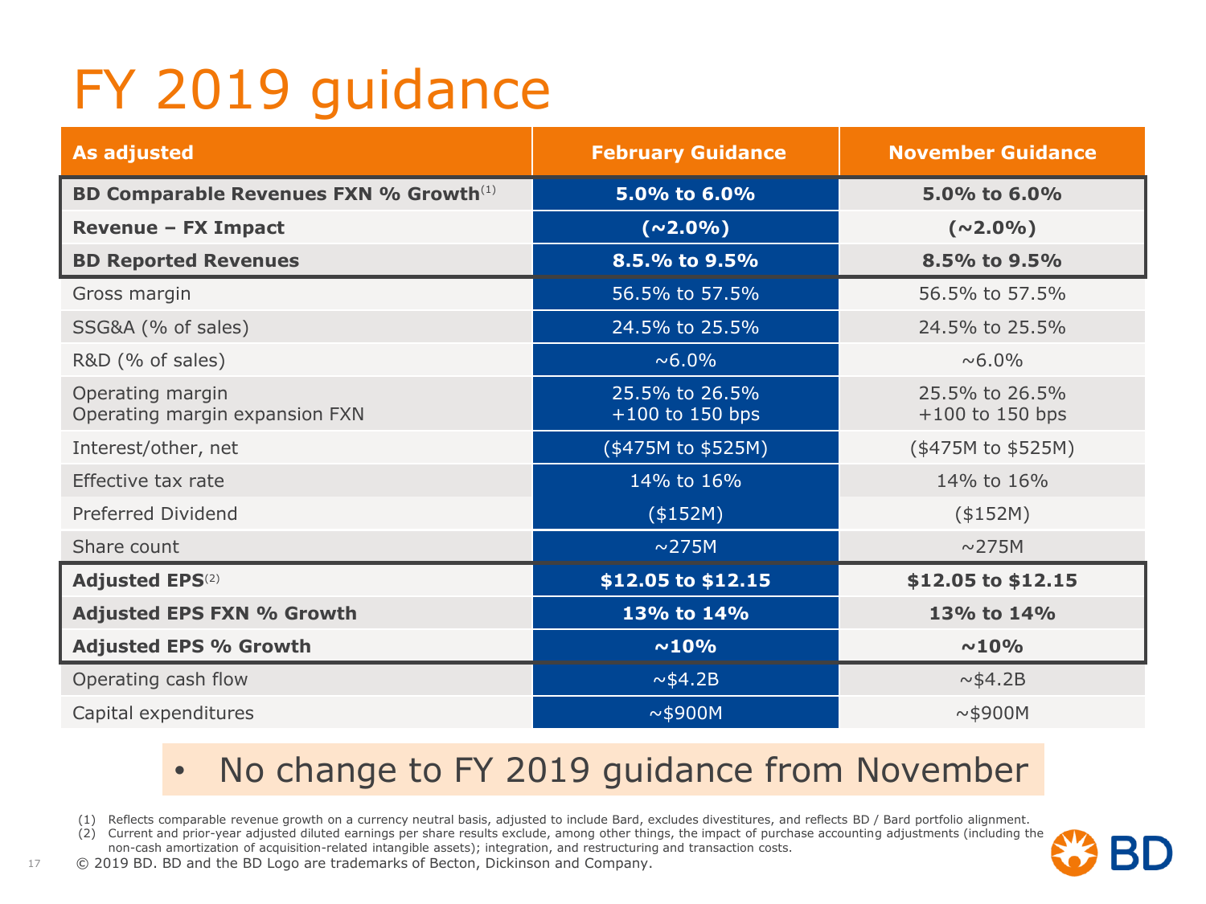# FY 2019 guidance

| As adjusted | February Guidance | November Guidance |
|---|---|---|
| **BD Comparable Revenues FXN % Growth[1]** | **5.0% to 6.0%** | **5.0% to 6.0%** |
| **Revenue – FX Impact** | **(~2.0%)** | **(~2.0%)** |
| **BD Reported Revenues** | **8.5.% to 9.5%** | **8.5% to 9.5%** |
| Gross margin | 56.5% to 57.5% | 56.5% to 57.5% |
| SSG&A (% of sales) | 24.5% to 25.5% | 24.5% to 25.5% |
| R&D (% of sales) | ~6.0% | ~6.0% |
| Operating margin<br>Operating margin expansion FXN | 25.5% to 26.5%<br>+100 to 150 bps | 25.5% to 26.5%<br>+100 to 150 bps |
| Interest/other, net | ($475M to $525M) | ($475M to $525M) |
| Effective tax rate | 14% to 16% | 14% to 16% |
| Preferred Dividend | ($152M) | ($152M) |
| Share count | ~275M | ~275M |
| **Adjusted EPS[2]** | **$12.05 to $12.15** | **$12.05 to $12.15** |
| **Adjusted EPS FXN % Growth** | **13% to 14%** | **13% to 14%** |
| **Adjusted EPS % Growth** | **~10%** | **~10%** |
| Operating cash flow | ~$4.2B | ~$4.2B |
| Capital expenditures | ~$900M | ~$900M |

- No change to FY 2019 guidance from November

(1) Reflects comparable revenue growth on a currency neutral basis, adjusted to include Bard, excludes divestitures, and reflects BD / Bard portfolio alignment.
(2) Current and prior-year adjusted diluted earnings per share results exclude, among other things, the impact of purchase accounting adjustments (including the non-cash amortization of acquisition-related intangible assets); integration, and restructuring and transaction costs.

© 2019 BD. BD and the BD Logo are trademarks of Becton, Dickinson and Company.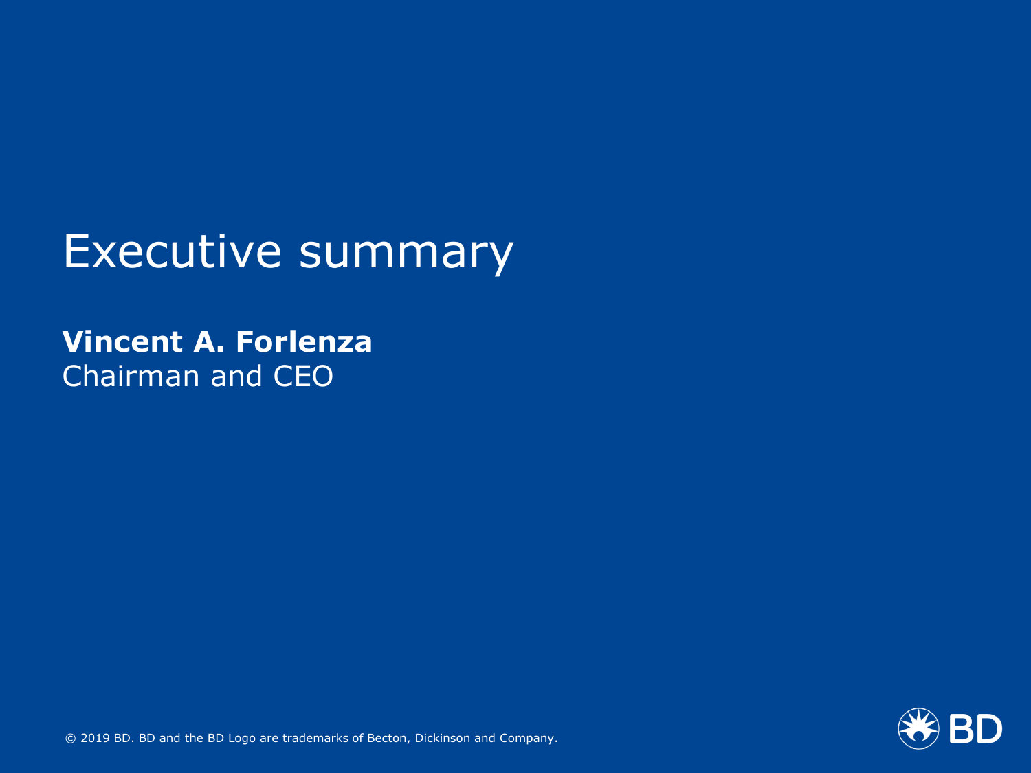# Executive summary

**Vincent A. Forlenza**
Chairman and CEO

© 2019 BD. BD and the BD Logo are trademarks of Becton, Dickinson and Company.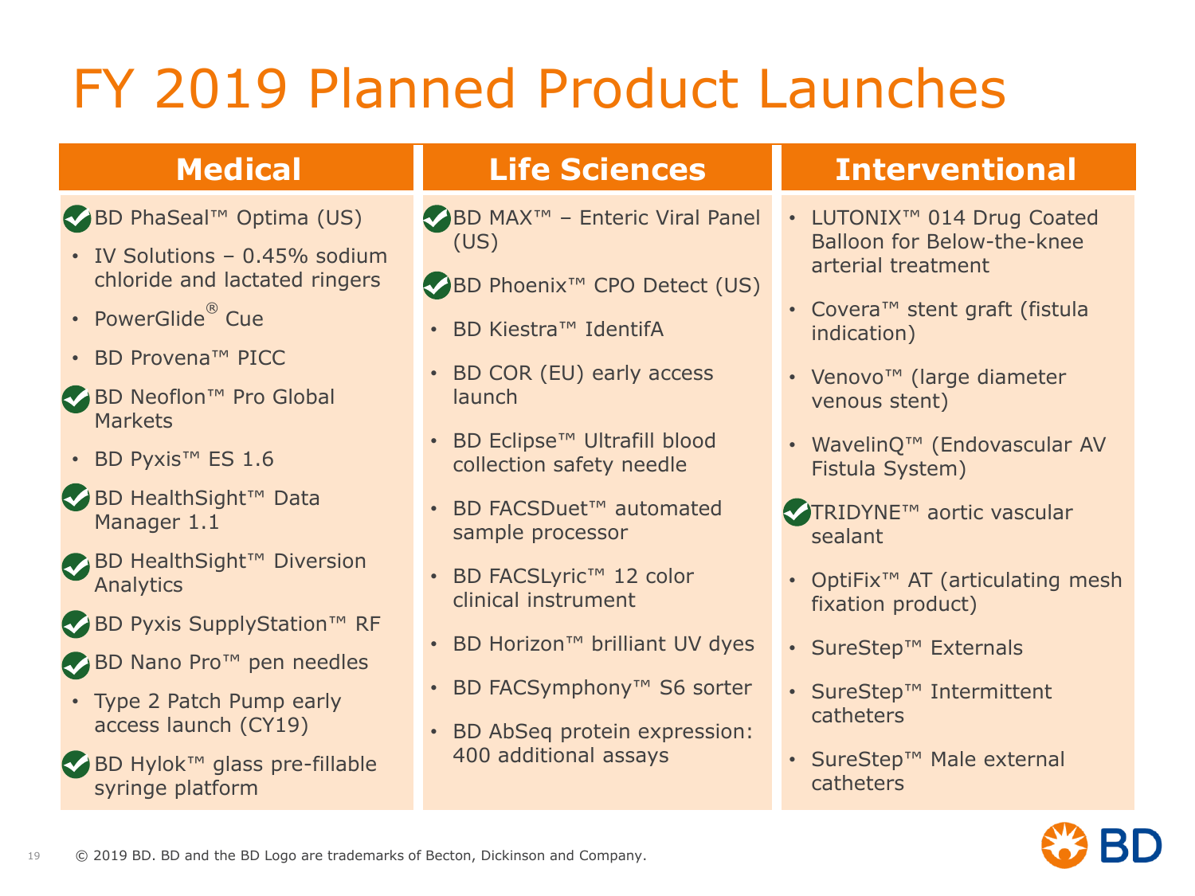# FY 2019 Planned Product Launches

## Medical

- ✔ BD PhaSeal™ Optima (US)
- IV Solutions – 0.45% sodium chloride and lactated ringers
- PowerGlide® Cue
- BD Provena™ PICC
- ✔ BD Neoflon™ Pro Global Markets
- BD Pyxis™ ES 1.6
- ✔ BD HealthSight™ Data Manager 1.1
- ✔ BD HealthSight™ Diversion Analytics
- ✔ BD Pyxis SupplyStation™ RF
- ✔ BD Nano Pro™ pen needles
- Type 2 Patch Pump early access launch (CY19)
- ✔ BD Hylok™ glass pre-fillable syringe platform

## Life Sciences

- ✔ BD MAX™ – Enteric Viral Panel (US)
- ✔ BD Phoenix™ CPO Detect (US)
- BD Kiestra™ IdentifA
- BD COR (EU) early access launch
- BD Eclipse™ Ultrafill blood collection safety needle
- BD FACSDuet™ automated sample processor
- BD FACSLyric™ 12 color clinical instrument
- BD Horizon™ brilliant UV dyes
- BD FACSymphony™ S6 sorter
- BD AbSeq protein expression: 400 additional assays

## Interventional

- LUTONIX™ 014 Drug Coated Balloon for Below-the-knee arterial treatment
- Covera™ stent graft (fistula indication)
- Venovo™ (large diameter venous stent)
- WavelinQ™ (Endovascular AV Fistula System)
- ✔ TRIDYNE™ aortic vascular sealant
- OptiFix™ AT (articulating mesh fixation product)
- SureStep™ Externals
- SureStep™ Intermittent catheters
- SureStep™ Male external catheters

© 2019 BD. BD and the BD Logo are trademarks of Becton, Dickinson and Company.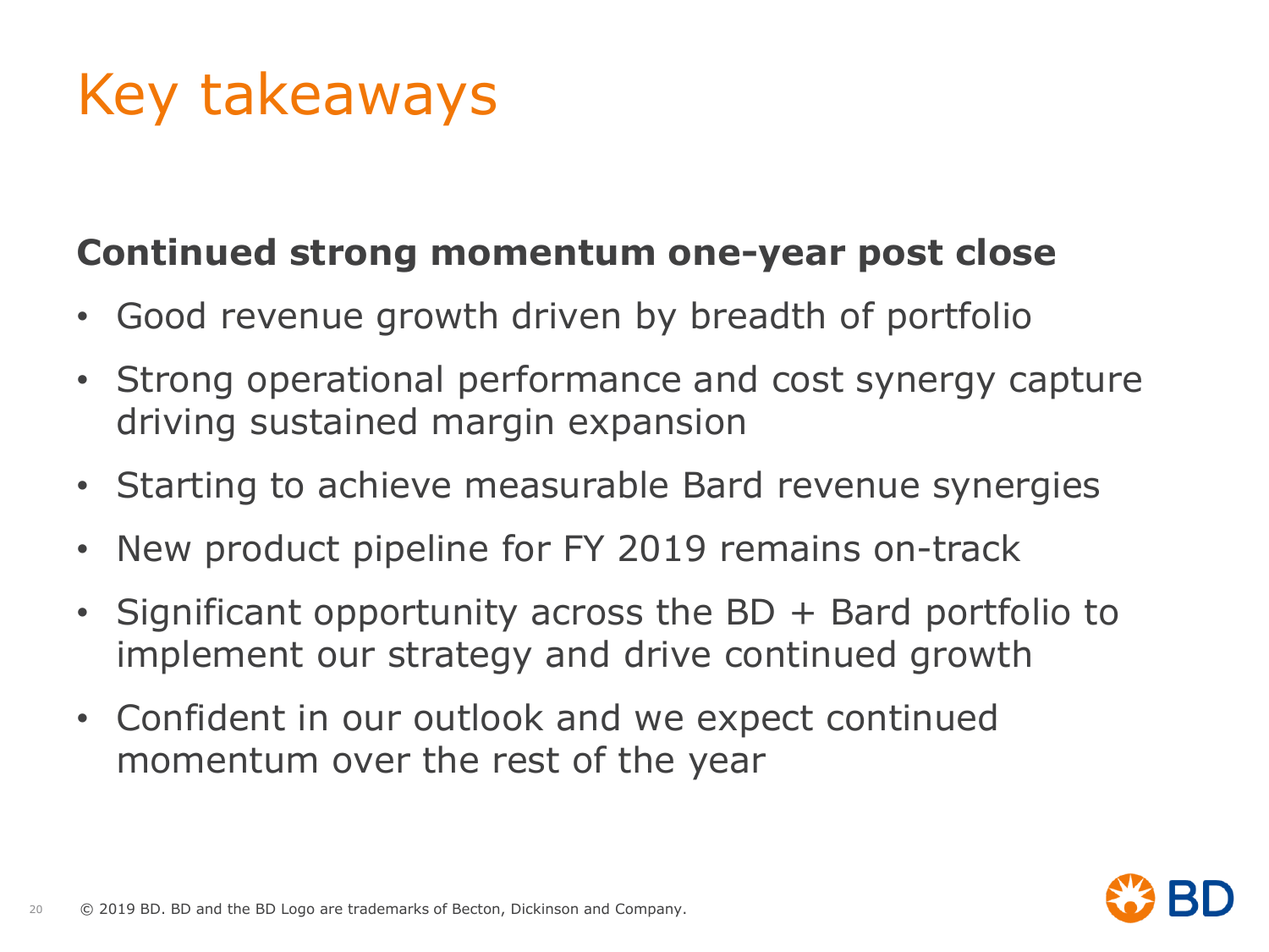# Key takeaways

**Continued strong momentum one-year post close**

- Good revenue growth driven by breadth of portfolio
- Strong operational performance and cost synergy capture driving sustained margin expansion
- Starting to achieve measurable Bard revenue synergies
- New product pipeline for FY 2019 remains on-track
- Significant opportunity across the BD + Bard portfolio to implement our strategy and drive continued growth
- Confident in our outlook and we expect continued momentum over the rest of the year

© 2019 BD. BD and the BD Logo are trademarks of Becton, Dickinson and Company.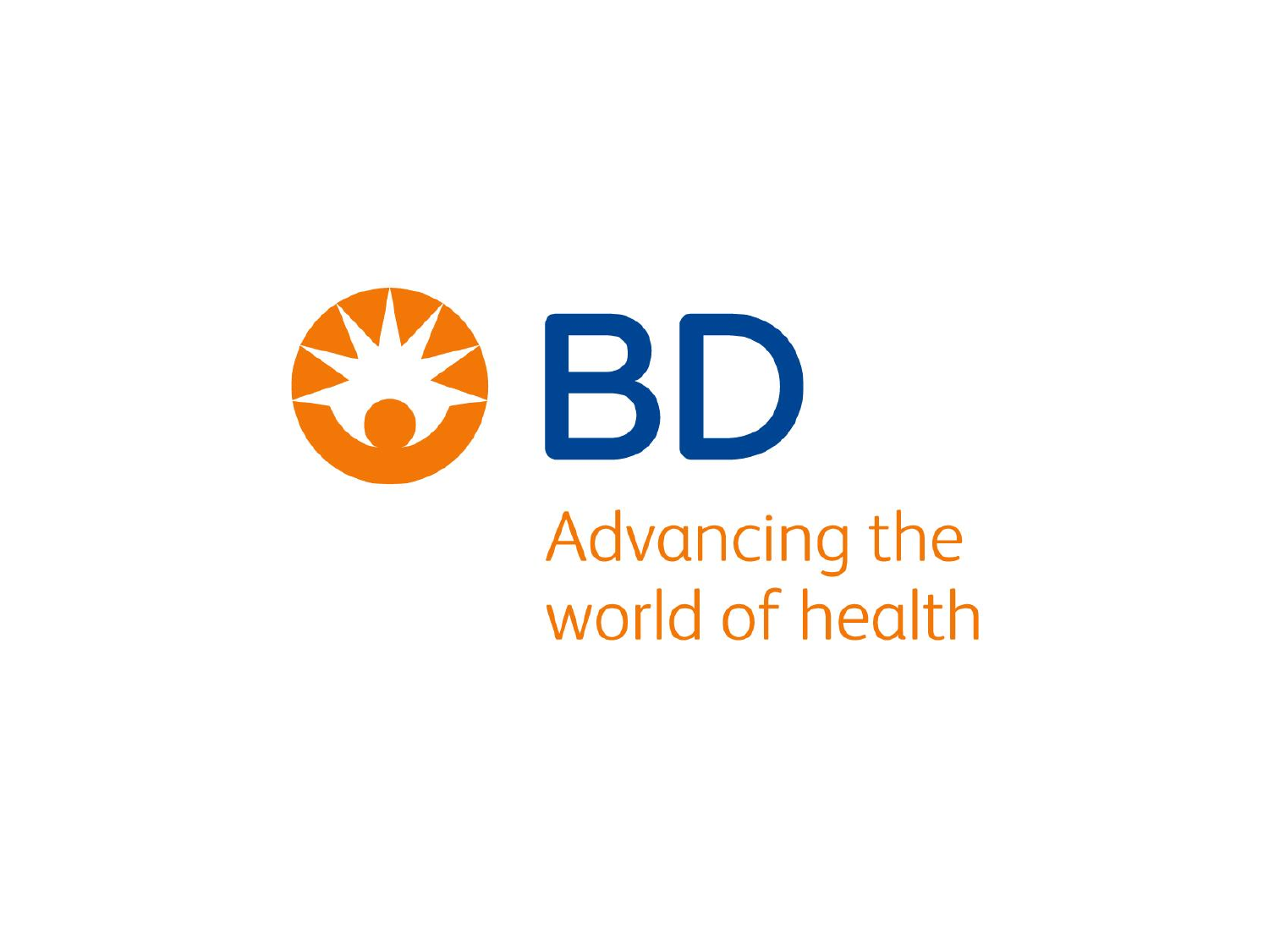BD

Advancing the world of health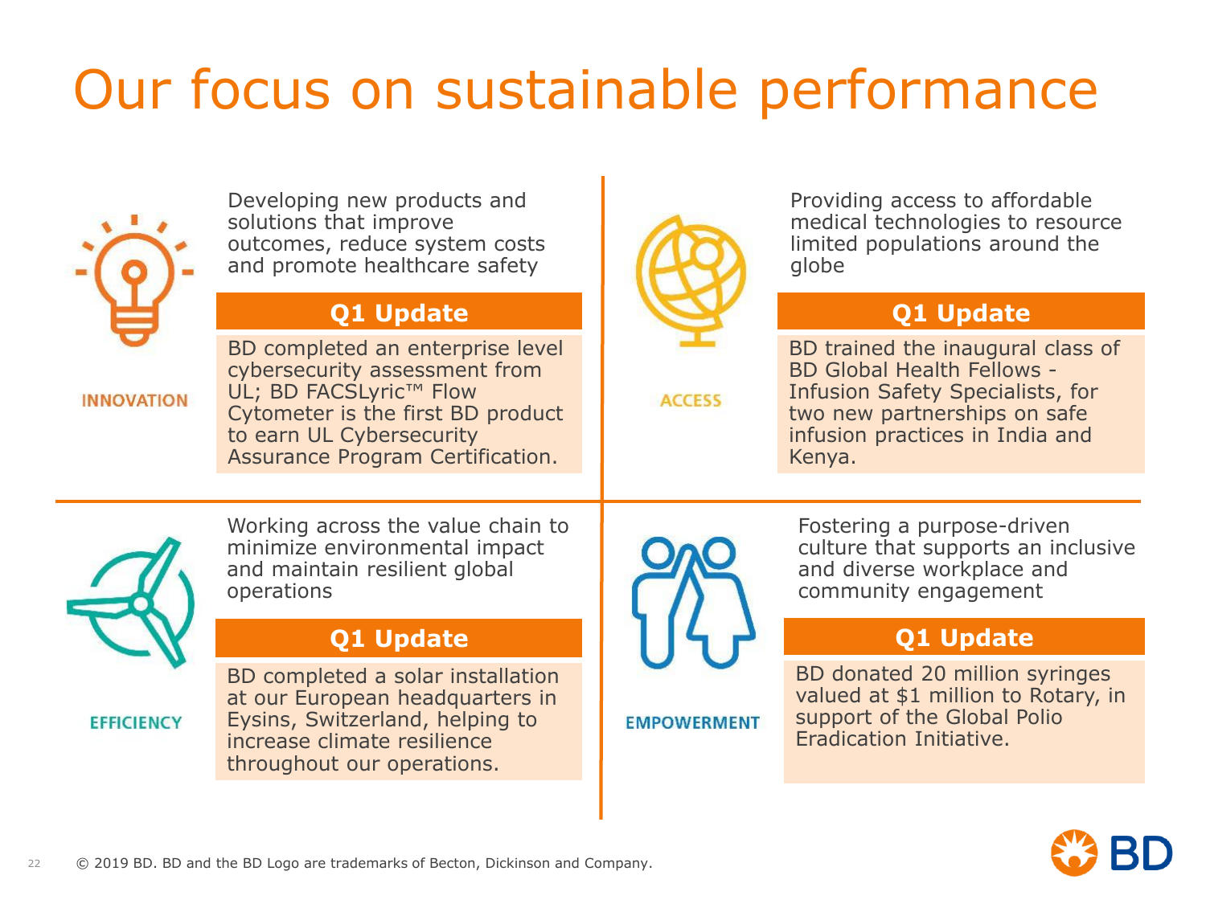# Our focus on sustainable performance

## INNOVATION

Developing new products and solutions that improve outcomes, reduce system costs and promote healthcare safety

**Q1 Update**

BD completed an enterprise level cybersecurity assessment from UL; BD FACSLyric™ Flow Cytometer is the first BD product to earn UL Cybersecurity Assurance Program Certification.

## ACCESS

Providing access to affordable medical technologies to resource limited populations around the globe

**Q1 Update**

BD trained the inaugural class of BD Global Health Fellows - Infusion Safety Specialists, for two new partnerships on safe infusion practices in India and Kenya.

## EFFICIENCY

Working across the value chain to minimize environmental impact and maintain resilient global operations

**Q1 Update**

BD completed a solar installation at our European headquarters in Eysins, Switzerland, helping to increase climate resilience throughout our operations.

## EMPOWERMENT

Fostering a purpose-driven culture that supports an inclusive and diverse workplace and community engagement

**Q1 Update**

BD donated 20 million syringes valued at $1 million to Rotary, in support of the Global Polio Eradication Initiative.

© 2019 BD. BD and the BD Logo are trademarks of Becton, Dickinson and Company.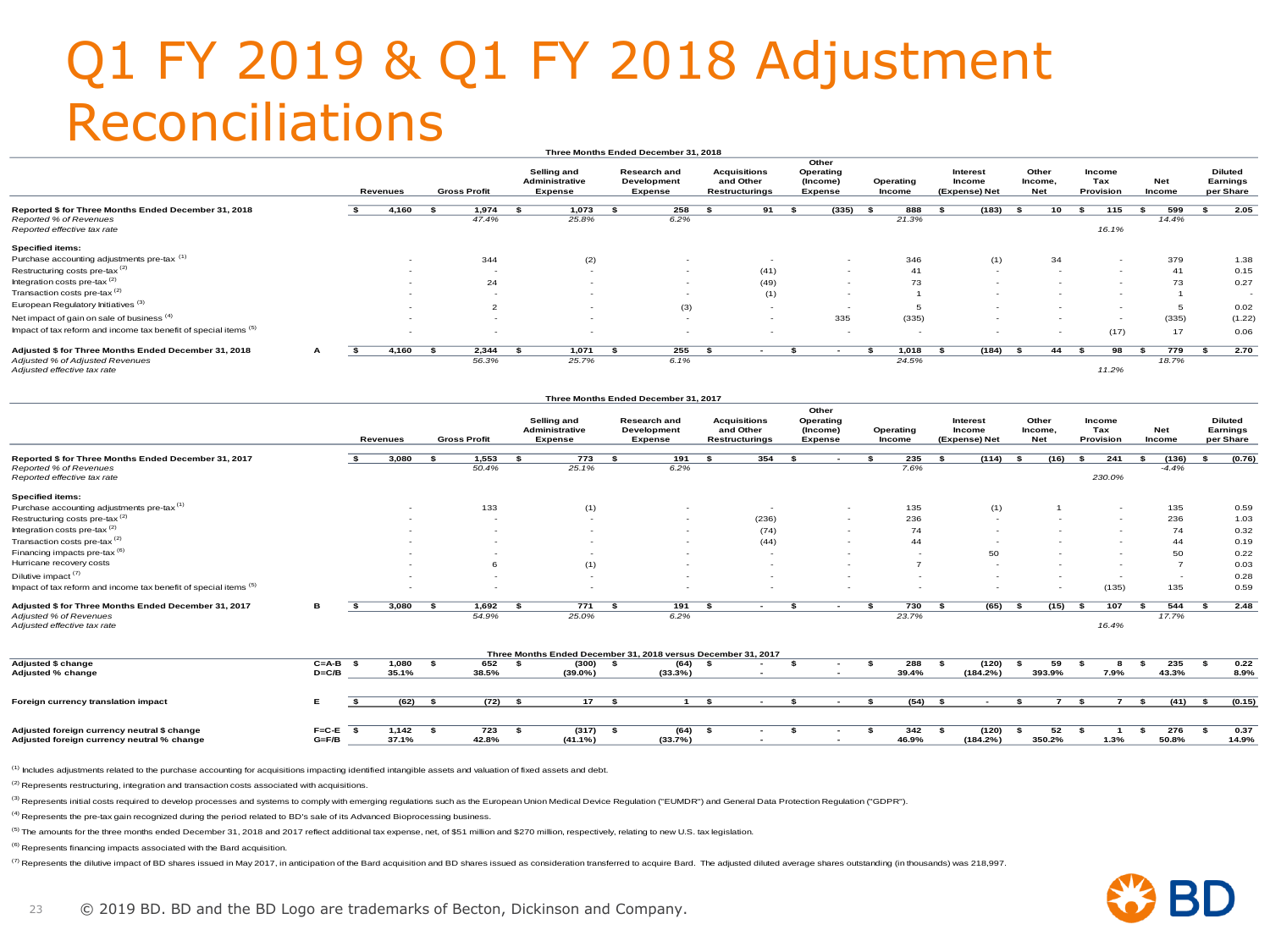# Q1 FY 2019 & Q1 FY 2018 Adjustment Reconciliations

**Three Months Ended December 31, 2018**

| | | Revenues | Gross Profit | Selling and Administrative Expense | Research and Development Expense | Acquisitions and Other Restructurings | Other Operating (Income) Expense | Operating Income | Interest Income (Expense) Net | Other Income, Net | Income Tax Provision | Net Income | Diluted Earnings per Share |
|---|---|---|---|---|---|---|---|---|---|---|---|---|---|
| **Reported $ for Three Months Ended December 31, 2018** | | $ 4,160 | $ 1,974 | $ 1,073 | $ 258 | $ 91 | $ (335) | $ 888 | $ (183) | $ 10 | $ 115 | $ 599 | $ 2.05 |
| *Reported % of Revenues* | | | *47.4%* | *25.8%* | *6.2%* | | | *21.3%* | | | | *14.4%* | |
| *Reported effective tax rate* | | | | | | | | | | | *16.1%* | | |
| **Specified items:** | | | | | | | | | | | | | |
| Purchase accounting adjustments pre-tax [(1)] | | - | 344 | (2) | - | - | - | 346 | (1) | 34 | - | 379 | 1.38 |
| Restructuring costs pre-tax [(2)] | | - | - | - | - | (41) | - | 41 | - | - | - | 41 | 0.15 |
| Integration costs pre-tax [(2)] | | - | 24 | - | - | (49) | - | 73 | - | - | - | 73 | 0.27 |
| Transaction costs pre-tax [(2)] | | - | - | - | - | (1) | - | 1 | - | - | - | 1 | - |
| European Regulatory Initiatives [(3)] | | - | 2 | - | (3) | - | - | 5 | - | - | - | 5 | 0.02 |
| Net impact of gain on sale of business [(4)] | | - | - | - | - | - | 335 | (335) | - | - | - | (335) | (1.22) |
| Impact of tax reform and income tax benefit of special items [(5)] | | - | - | - | - | - | - | - | - | - | (17) | 17 | 0.06 |
| **Adjusted $ for Three Months Ended December 31, 2018** | **A** | $ 4,160 | $ 2,344 | $ 1,071 | $ 255 | $ - | $ - | $ 1,018 | $ (184) | $ 44 | $ 98 | $ 779 | $ 2.70 |
| *Adjusted % of Adjusted Revenues* | | | *56.3%* | *25.7%* | *6.1%* | | | *24.5%* | | | | *18.7%* | |
| *Adjusted effective tax rate* | | | | | | | | | | | *11.2%* | | |

**Three Months Ended December 31, 2017**

| | | Revenues | Gross Profit | Selling and Administrative Expense | Research and Development Expense | Acquisitions and Other Restructurings | Other Operating (Income) Expense | Operating Income | Interest Income (Expense) Net | Other Income, Net | Income Tax Provision | Net Income | Diluted Earnings per Share |
|---|---|---|---|---|---|---|---|---|---|---|---|---|---|
| **Reported $ for Three Months Ended December 31, 2017** | | $ 3,080 | $ 1,553 | $ 773 | $ 191 | $ 354 | $ - | $ 235 | $ (114) | $ (16) | $ 241 | $ (136) | $ (0.76) |
| *Reported % of Revenues* | | | *50.4%* | *25.1%* | *6.2%* | | | *7.6%* | | | | *-4.4%* | |
| *Reported effective tax rate* | | | | | | | | | | | *230.0%* | | |
| **Specified items:** | | | | | | | | | | | | | |
| Purchase accounting adjustments pre-tax [(1)] | | - | 133 | (1) | - | - | - | 135 | (1) | 1 | - | 135 | 0.59 |
| Restructuring costs pre-tax [(2)] | | - | - | - | - | (236) | - | 236 | - | - | - | 236 | 1.03 |
| Integration costs pre-tax [(2)] | | - | - | - | - | (74) | - | 74 | - | - | - | 74 | 0.32 |
| Transaction costs pre-tax [(2)] | | - | - | - | - | (44) | - | 44 | - | - | - | 44 | 0.19 |
| Financing impacts pre-tax [(6)] | | - | - | - | - | - | - | - | 50 | - | - | 50 | 0.22 |
| Hurricane recovery costs | | - | 6 | (1) | - | - | - | 7 | - | - | - | 7 | 0.03 |
| Dilutive impact [(7)] | | - | - | - | - | - | - | - | - | - | - | - | 0.28 |
| Impact of tax reform and income tax benefit of special items [(5)] | | - | - | - | - | - | - | - | - | - | (135) | 135 | 0.59 |
| **Adjusted $ for Three Months Ended December 31, 2017** | **B** | $ 3,080 | $ 1,692 | $ 771 | $ 191 | $ - | $ - | $ 730 | $ (65) | $ (15) | $ 107 | $ 544 | $ 2.48 |
| *Adjusted % of Revenues* | | | *54.9%* | *25.0%* | *6.2%* | | | *23.7%* | | | | *17.7%* | |
| *Adjusted effective tax rate* | | | | | | | | | | | *16.4%* | | |

**Three Months Ended December 31, 2018 versus December 31, 2017**

| | | Revenues | Gross Profit | Selling and Administrative Expense | Research and Development Expense | Acquisitions and Other Restructurings | Other Operating (Income) Expense | Operating Income | Interest Income (Expense) Net | Other Income, Net | Income Tax Provision | Net Income | Diluted Earnings per Share |
|---|---|---|---|---|---|---|---|---|---|---|---|---|---|
| **Adjusted $ change** | **C=A-B** | $ 1,080 | $ 652 | $ (300) | $ (64) | $ - | $ - | $ 288 | $ (120) | $ 59 | $ 8 | $ 235 | $ 0.22 |
| **Adjusted % change** | **D=C/B** | 35.1% | 38.5% | (39.0%) | (33.3%) | - | - | 39.4% | (184.2%) | 393.9% | 7.9% | 43.3% | 8.9% |
| **Foreign currency translation impact** | **E** | $ (62) | $ (72) | $ 17 | $ 1 | $ - | $ - | $ (54) | $ - | $ 7 | $ 7 | $ (41) | $ (0.15) |
| **Adjusted foreign currency neutral $ change** | **F=C-E** | $ 1,142 | $ 723 | $ (317) | $ (64) | $ - | $ - | $ 342 | $ (120) | $ 52 | $ 1 | $ 276 | $ 0.37 |
| **Adjusted foreign currency neutral % change** | **G=F/B** | 37.1% | 42.8% | (41.1%) | (33.7%) | - | - | 46.9% | (184.2%) | 350.2% | 1.3% | 50.8% | 14.9% |

[(1)] Includes adjustments related to the purchase accounting for acquisitions impacting identified intangible assets and valuation of fixed assets and debt.

[(2)] Represents restructuring, integration and transaction costs associated with acquisitions.

[(3)] Represents initial costs required to develop processes and systems to comply with emerging regulations such as the European Union Medical Device Regulation ("EUMDR") and General Data Protection Regulation ("GDPR").

[(4)] Represents the pre-tax gain recognized during the period related to BD's sale of its Advanced Bioprocessing business.

[(5)] The amounts for the three months ended December 31, 2018 and 2017 reflect additional tax expense, net, of $51 million and $270 million, respectively, relating to new U.S. tax legislation.

[(6)] Represents financing impacts associated with the Bard acquisition.

[(7)] Represents the dilutive impact of BD shares issued in May 2017, in anticipation of the Bard acquisition and BD shares issued as consideration transferred to acquire Bard. The adjusted diluted average shares outstanding (in thousands) was 218,997.

© 2019 BD. BD and the BD Logo are trademarks of Becton, Dickinson and Company.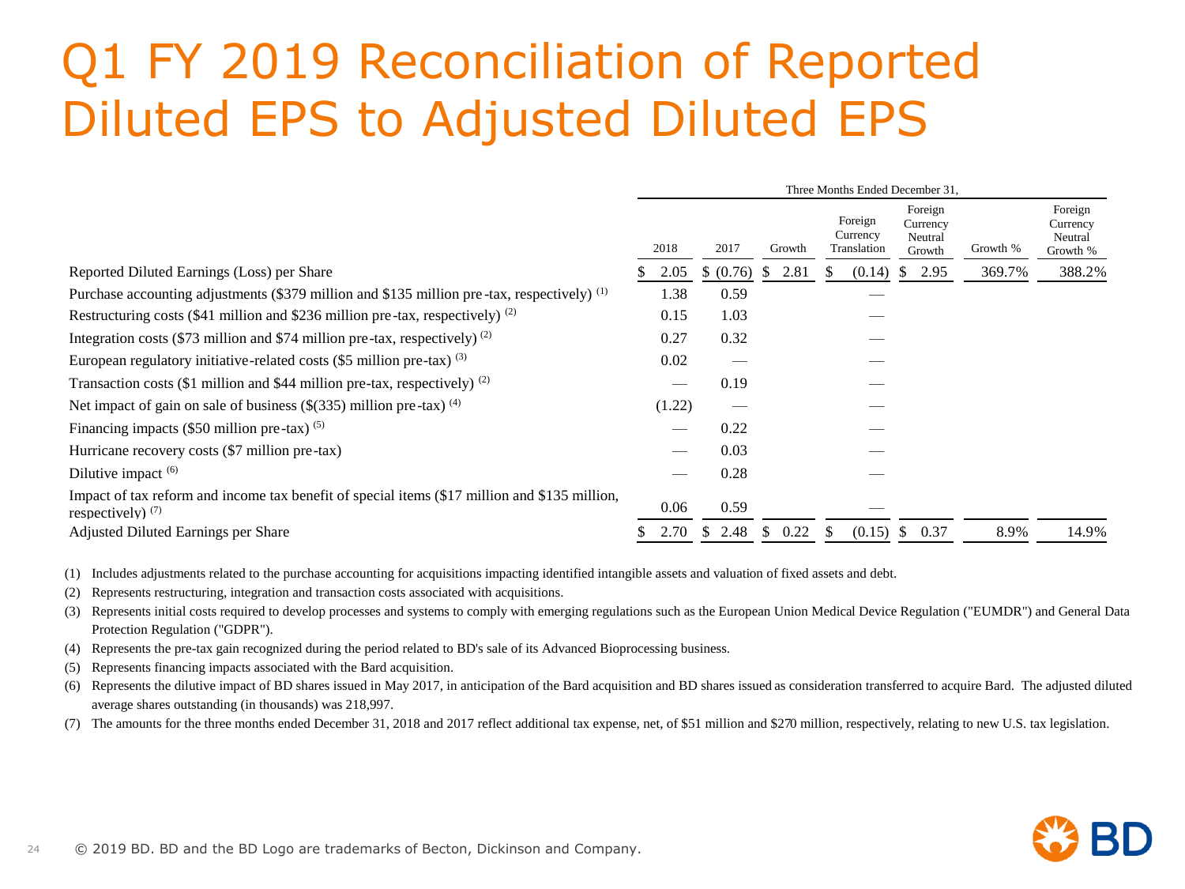# Q1 FY 2019 Reconciliation of Reported Diluted EPS to Adjusted Diluted EPS

| | Three Months Ended December 31, | | | | | | |
|---|---|---|---|---|---|---|---|
| | 2018 | 2017 | Growth | Foreign Currency Translation | Foreign Currency Neutral Growth | Growth % | Foreign Currency Neutral Growth % |
| Reported Diluted Earnings (Loss) per Share | $ 2.05 | $ (0.76) | $ 2.81 | $ (0.14) | $ 2.95 | 369.7% | 388.2% |
| Purchase accounting adjustments ($379 million and $135 million pre-tax, respectively) (1) | 1.38 | 0.59 | | — | | | |
| Restructuring costs ($41 million and $236 million pre-tax, respectively) (2) | 0.15 | 1.03 | | — | | | |
| Integration costs ($73 million and $74 million pre-tax, respectively) (2) | 0.27 | 0.32 | | — | | | |
| European regulatory initiative-related costs ($5 million pre-tax) (3) | 0.02 | — | | — | | | |
| Transaction costs ($1 million and $44 million pre-tax, respectively) (2) | — | 0.19 | | — | | | |
| Net impact of gain on sale of business ($(335) million pre-tax) (4) | (1.22) | — | | — | | | |
| Financing impacts ($50 million pre-tax) (5) | — | 0.22 | | — | | | |
| Hurricane recovery costs ($7 million pre-tax) | — | 0.03 | | — | | | |
| Dilutive impact (6) | — | 0.28 | | — | | | |
| Impact of tax reform and income tax benefit of special items ($17 million and $135 million, respectively) (7) | 0.06 | 0.59 | | — | | | |
| Adjusted Diluted Earnings per Share | $ 2.70 | $ 2.48 | $ 0.22 | $ (0.15) | $ 0.37 | 8.9% | 14.9% |

(1) Includes adjustments related to the purchase accounting for acquisitions impacting identified intangible assets and valuation of fixed assets and debt.

(2) Represents restructuring, integration and transaction costs associated with acquisitions.

(3) Represents initial costs required to develop processes and systems to comply with emerging regulations such as the European Union Medical Device Regulation ("EUMDR") and General Data Protection Regulation ("GDPR").

(4) Represents the pre-tax gain recognized during the period related to BD's sale of its Advanced Bioprocessing business.

(5) Represents financing impacts associated with the Bard acquisition.

(6) Represents the dilutive impact of BD shares issued in May 2017, in anticipation of the Bard acquisition and BD shares issued as consideration transferred to acquire Bard. The adjusted diluted average shares outstanding (in thousands) was 218,997.

(7) The amounts for the three months ended December 31, 2018 and 2017 reflect additional tax expense, net, of $51 million and $270 million, respectively, relating to new U.S. tax legislation.

© 2019 BD. BD and the BD Logo are trademarks of Becton, Dickinson and Company.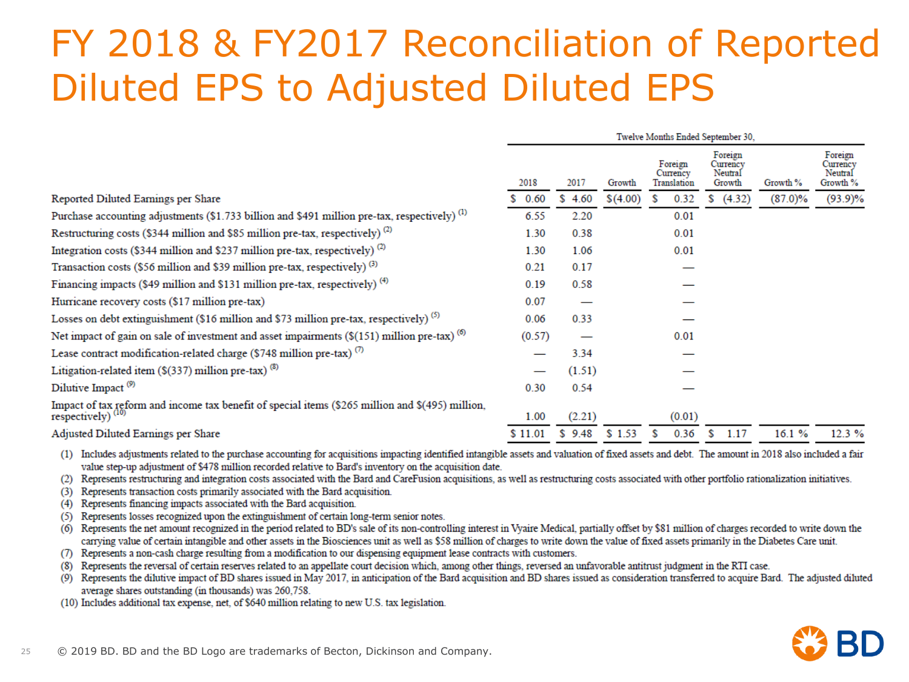# FY 2018 & FY2017 Reconciliation of Reported Diluted EPS to Adjusted Diluted EPS

| | Twelve Months Ended September 30, | | | | | | |
|---|---|---|---|---|---|---|---|
| | 2018 | 2017 | Growth | Foreign Currency Translation | Foreign Currency Neutral Growth | Growth % | Foreign Currency Neutral Growth % |
| Reported Diluted Earnings per Share | $ 0.60 | $ 4.60 | $(4.00) | $ 0.32 | $ (4.32) | (87.0)% | (93.9)% |
| Purchase accounting adjustments ($1.733 billion and $491 million pre-tax, respectively) (1) | 6.55 | 2.20 | | 0.01 | | | |
| Restructuring costs ($344 million and $85 million pre-tax, respectively) (2) | 1.30 | 0.38 | | 0.01 | | | |
| Integration costs ($344 million and $237 million pre-tax, respectively) (2) | 1.30 | 1.06 | | 0.01 | | | |
| Transaction costs ($56 million and $39 million pre-tax, respectively) (3) | 0.21 | 0.17 | | — | | | |
| Financing impacts ($49 million and $131 million pre-tax, respectively) (4) | 0.19 | 0.58 | | — | | | |
| Hurricane recovery costs ($17 million pre-tax) | 0.07 | — | | — | | | |
| Losses on debt extinguishment ($16 million and $73 million pre-tax, respectively) (5) | 0.06 | 0.33 | | — | | | |
| Net impact of gain on sale of investment and asset impairments ($(151) million pre-tax) (6) | (0.57) | — | | 0.01 | | | |
| Lease contract modification-related charge ($748 million pre-tax) (7) | — | 3.34 | | — | | | |
| Litigation-related item ($(337) million pre-tax) (8) | — | (1.51) | | — | | | |
| Dilutive Impact (9) | 0.30 | 0.54 | | — | | | |
| Impact of tax reform and income tax benefit of special items ($265 million and $(495) million, respectively) (10) | 1.00 | (2.21) | | (0.01) | | | |
| Adjusted Diluted Earnings per Share | $ 11.01 | $ 9.48 | $ 1.53 | $ 0.36 | $ 1.17 | 16.1 % | 12.3 % |

(1) Includes adjustments related to the purchase accounting for acquisitions impacting identified intangible assets and valuation of fixed assets and debt. The amount in 2018 also included a fair value step-up adjustment of $478 million recorded relative to Bard's inventory on the acquisition date.
(2) Represents restructuring and integration costs associated with the Bard and CareFusion acquisitions, as well as restructuring costs associated with other portfolio rationalization initiatives.
(3) Represents transaction costs primarily associated with the Bard acquisition.
(4) Represents financing impacts associated with the Bard acquisition.
(5) Represents losses recognized upon the extinguishment of certain long-term senior notes.
(6) Represents the net amount recognized in the period related to BD's sale of its non-controlling interest in Vyaire Medical, partially offset by $81 million of charges recorded to write down the carrying value of certain intangible and other assets in the Biosciences unit as well as $58 million of charges to write down the value of fixed assets primarily in the Diabetes Care unit.
(7) Represents a non-cash charge resulting from a modification to our dispensing equipment lease contracts with customers.
(8) Represents the reversal of certain reserves related to an appellate court decision which, among other things, reversed an unfavorable antitrust judgment in the RTI case.
(9) Represents the dilutive impact of BD shares issued in May 2017, in anticipation of the Bard acquisition and BD shares issued as consideration transferred to acquire Bard. The adjusted diluted average shares outstanding (in thousands) was 260,758.
(10) Includes additional tax expense, net, of $640 million relating to new U.S. tax legislation.

© 2019 BD. BD and the BD Logo are trademarks of Becton, Dickinson and Company.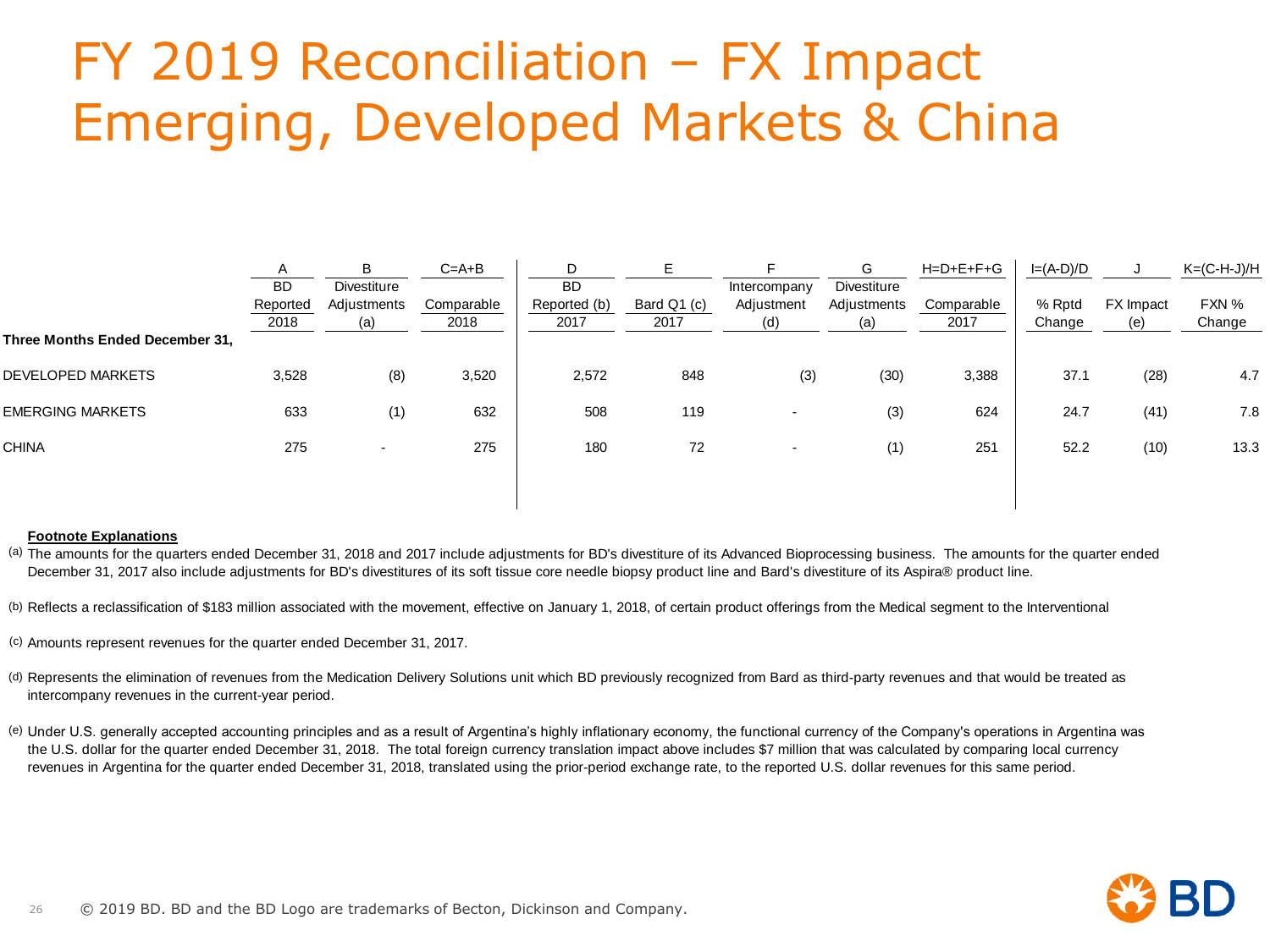# FY 2019 Reconciliation – FX Impact Emerging, Developed Markets & China

| | A | B | C=A+B | D | E | F | G | H=D+E+F+G | I=(A-D)/D | J | K=(C-H-J)/H |
|---|---|---|---|---|---|---|---|---|---|---|---|
| | BD Reported 2018 | Divestiture Adjustments (a) | Comparable 2018 | BD Reported (b) 2017 | Bard Q1 (c) 2017 | Intercompany Adjustment (d) | Divestiture Adjustments (a) | Comparable 2017 | % Rptd Change | FX Impact (e) | FXN % Change |
| **Three Months Ended December 31,** | | | | | | | | | | | |
| DEVELOPED MARKETS | 3,528 | (8) | 3,520 | 2,572 | 848 | (3) | (30) | 3,388 | 37.1 | (28) | 4.7 |
| EMERGING MARKETS | 633 | (1) | 632 | 508 | 119 | - | (3) | 624 | 24.7 | (41) | 7.8 |
| CHINA | 275 | - | 275 | 180 | 72 | - | (1) | 251 | 52.2 | (10) | 13.3 |

**Footnote Explanations**

(a) The amounts for the quarters ended December 31, 2018 and 2017 include adjustments for BD's divestiture of its Advanced Bioprocessing business. The amounts for the quarter ended December 31, 2017 also include adjustments for BD's divestitures of its soft tissue core needle biopsy product line and Bard's divestiture of its Aspira® product line.

(b) Reflects a reclassification of $183 million associated with the movement, effective on January 1, 2018, of certain product offerings from the Medical segment to the Interventional

(c) Amounts represent revenues for the quarter ended December 31, 2017.

(d) Represents the elimination of revenues from the Medication Delivery Solutions unit which BD previously recognized from Bard as third-party revenues and that would be treated as intercompany revenues in the current-year period.

(e) Under U.S. generally accepted accounting principles and as a result of Argentina's highly inflationary economy, the functional currency of the Company's operations in Argentina was the U.S. dollar for the quarter ended December 31, 2018. The total foreign currency translation impact above includes $7 million that was calculated by comparing local currency revenues in Argentina for the quarter ended December 31, 2018, translated using the prior-period exchange rate, to the reported U.S. dollar revenues for this same period.

© 2019 BD. BD and the BD Logo are trademarks of Becton, Dickinson and Company.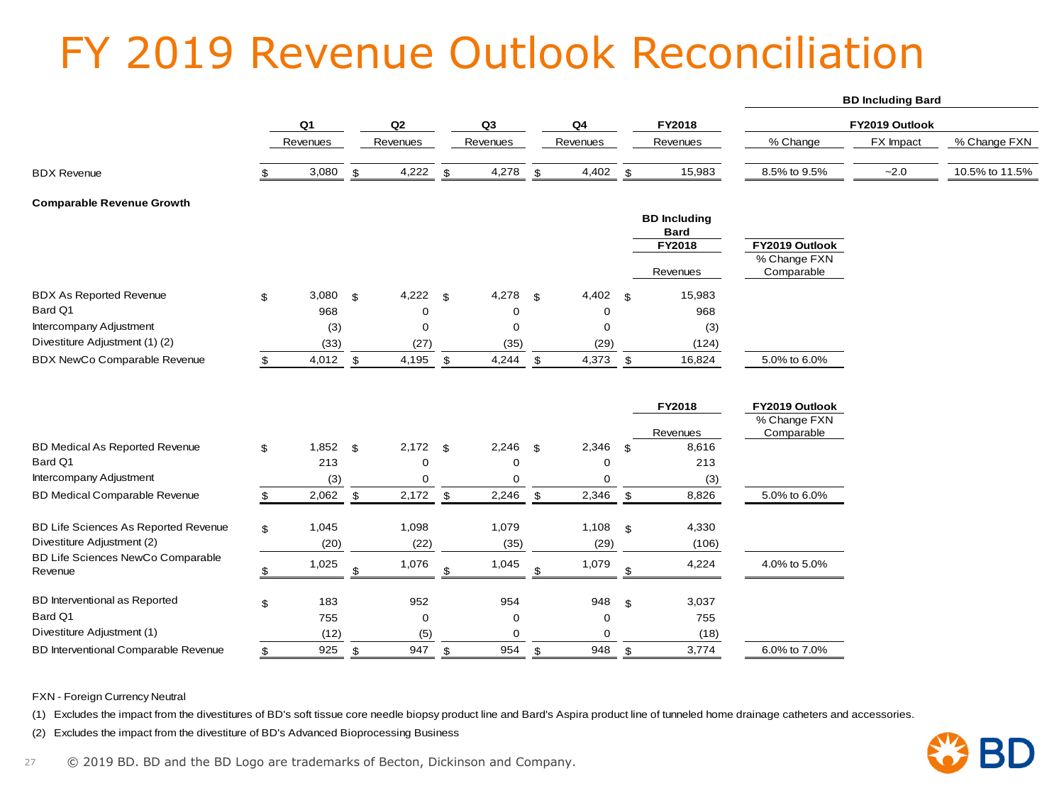# FY 2019 Revenue Outlook Reconciliation

| | Q1 Revenues | Q2 Revenues | Q3 Revenues | Q4 Revenues | FY2018 Revenues | BD Including Bard FY2019 Outlook % Change | FX Impact | % Change FXN |
|---|---|---|---|---|---|---|---|---|
| BDX Revenue | $ 3,080 | $ 4,222 | $ 4,278 | $ 4,402 | $ 15,983 | 8.5% to 9.5% | ~2.0 | 10.5% to 11.5% |

**Comparable Revenue Growth**

| | Q1 | Q2 | Q3 | Q4 | BD Including Bard FY2018 Revenues | FY2019 Outlook % Change FXN Comparable |
|---|---|---|---|---|---|---|
| BDX As Reported Revenue | $ 3,080 | $ 4,222 | $ 4,278 | $ 4,402 | $ 15,983 | |
| Bard Q1 | 968 | 0 | 0 | 0 | 968 | |
| Intercompany Adjustment | (3) | 0 | 0 | 0 | (3) | |
| Divestiture Adjustment (1) (2) | (33) | (27) | (35) | (29) | (124) | |
| BDX NewCo Comparable Revenue | $ 4,012 | $ 4,195 | $ 4,244 | $ 4,373 | $ 16,824 | 5.0% to 6.0% |

| | Q1 | Q2 | Q3 | Q4 | FY2018 Revenues | FY2019 Outlook % Change FXN Comparable |
|---|---|---|---|---|---|---|
| BD Medical As Reported Revenue | $ 1,852 | $ 2,172 | $ 2,246 | $ 2,346 | $ 8,616 | |
| Bard Q1 | 213 | 0 | 0 | 0 | 213 | |
| Intercompany Adjustment | (3) | 0 | 0 | 0 | (3) | |
| BD Medical Comparable Revenue | $ 2,062 | $ 2,172 | $ 2,246 | $ 2,346 | $ 8,826 | 5.0% to 6.0% |
| BD Life Sciences As Reported Revenue | $ 1,045 | 1,098 | 1,079 | 1,108 | $ 4,330 | |
| Divestiture Adjustment (2) | (20) | (22) | (35) | (29) | (106) | |
| BD Life Sciences NewCo Comparable Revenue | $ 1,025 | $ 1,076 | $ 1,045 | $ 1,079 | $ 4,224 | 4.0% to 5.0% |
| BD Interventional as Reported | $ 183 | 952 | 954 | 948 | $ 3,037 | |
| Bard Q1 | 755 | 0 | 0 | 0 | 755 | |
| Divestiture Adjustment (1) | (12) | (5) | 0 | 0 | (18) | |
| BD Interventional Comparable Revenue | $ 925 | $ 947 | $ 954 | $ 948 | $ 3,774 | 6.0% to 7.0% |

FXN - Foreign Currency Neutral

(1) Excludes the impact from the divestitures of BD's soft tissue core needle biopsy product line and Bard's Aspira product line of tunneled home drainage catheters and accessories.

(2) Excludes the impact from the divestiture of BD's Advanced Bioprocessing Business

© 2019 BD. BD and the BD Logo are trademarks of Becton, Dickinson and Company.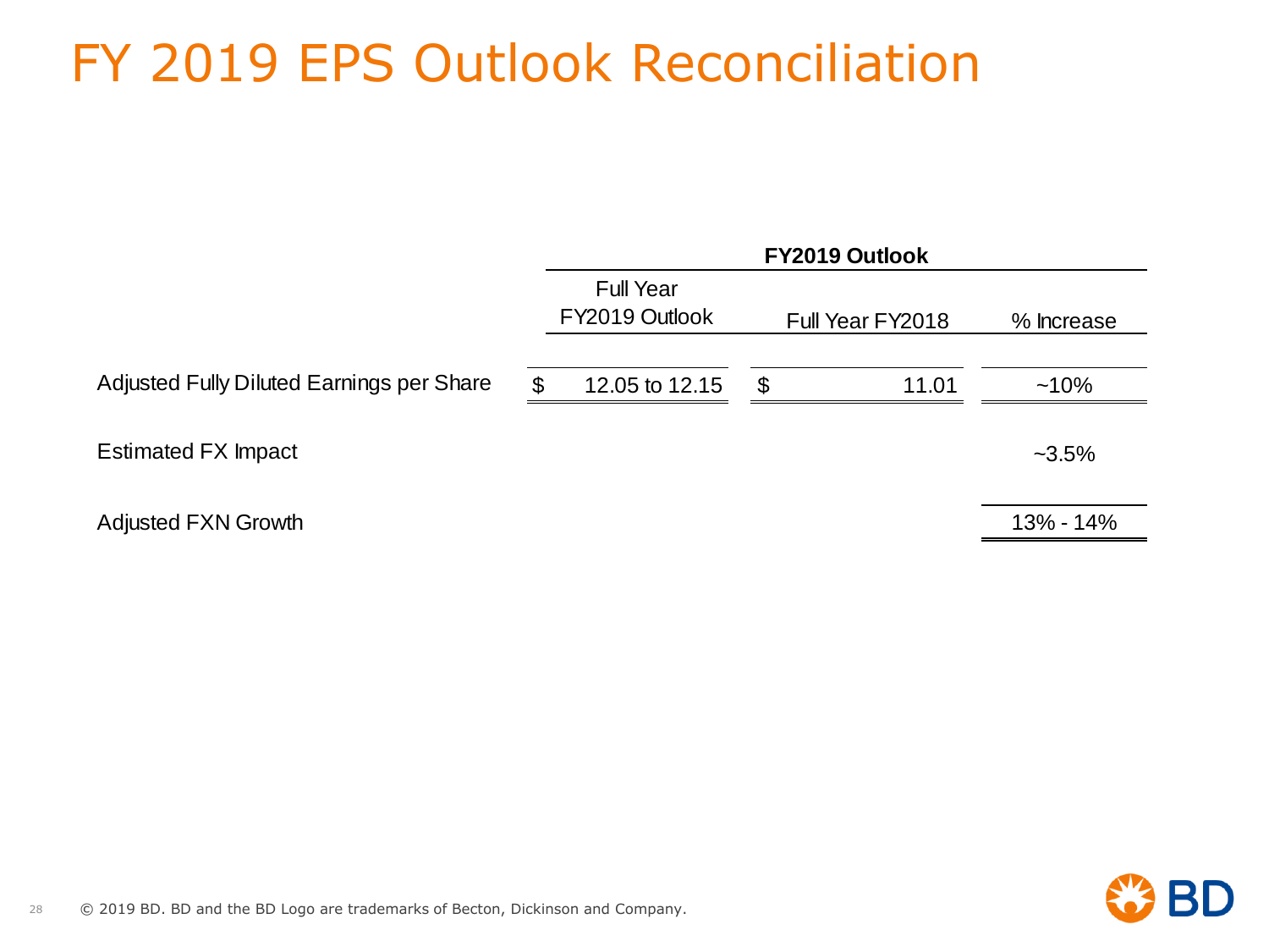# FY 2019 EPS Outlook Reconciliation

| | FY2019 Outlook | | |
|---|---|---|---|
| | Full Year FY2019 Outlook | Full Year FY2018 | % Increase |
| Adjusted Fully Diluted Earnings per Share | $ 12.05 to 12.15 | $ 11.01 | ~10% |
| Estimated FX Impact | | | ~3.5% |
| Adjusted FXN Growth | | | 13% - 14% |

© 2019 BD. BD and the BD Logo are trademarks of Becton, Dickinson and Company.